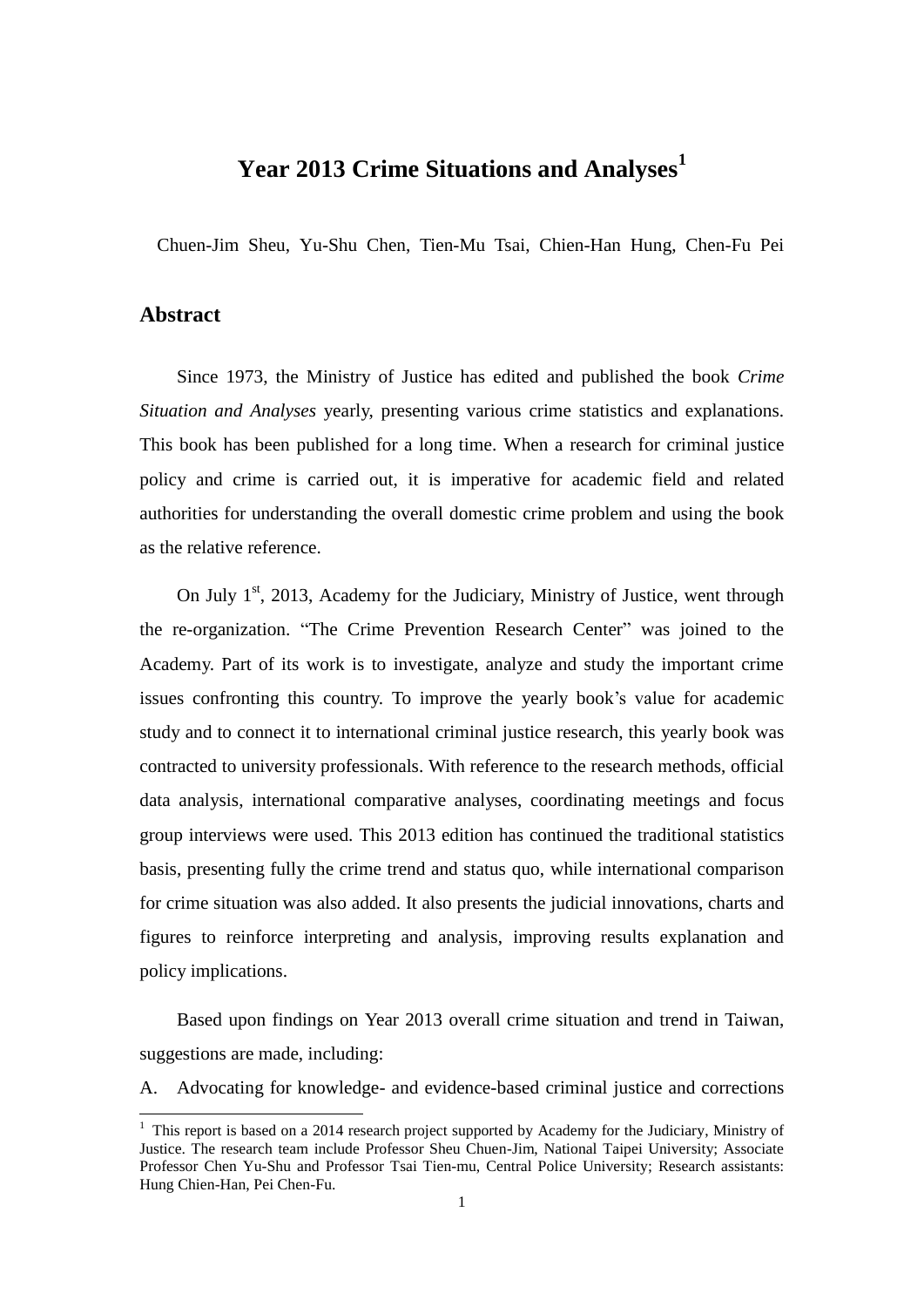# Year 2013 Crime Situations and Analyses[1]

Chuen-Jim Sheu, Yu-Shu Chen, Tien-Mu Tsai, Chien-Han Hung, Chen-Fu Pei

## Abstract

Since 1973, the Ministry of Justice has edited and published the book *Crime Situation and Analyses* yearly, presenting various crime statistics and explanations. This book has been published for a long time. When a research for criminal justice policy and crime is carried out, it is imperative for academic field and related authorities for understanding the overall domestic crime problem and using the book as the relative reference.

On July 1st, 2013, Academy for the Judiciary, Ministry of Justice, went through the re-organization. "The Crime Prevention Research Center" was joined to the Academy. Part of its work is to investigate, analyze and study the important crime issues confronting this country. To improve the yearly book's value for academic study and to connect it to international criminal justice research, this yearly book was contracted to university professionals. With reference to the research methods, official data analysis, international comparative analyses, coordinating meetings and focus group interviews were used. This 2013 edition has continued the traditional statistics basis, presenting fully the crime trend and status quo, while international comparison for crime situation was also added. It also presents the judicial innovations, charts and figures to reinforce interpreting and analysis, improving results explanation and policy implications.

Based upon findings on Year 2013 overall crime situation and trend in Taiwan, suggestions are made, including:

A. Advocating for knowledge- and evidence-based criminal justice and corrections

---

[1] This report is based on a 2014 research project supported by Academy for the Judiciary, Ministry of Justice. The research team include Professor Sheu Chuen-Jim, National Taipei University; Associate Professor Chen Yu-Shu and Professor Tsai Tien-mu, Central Police University; Research assistants: Hung Chien-Han, Pei Chen-Fu.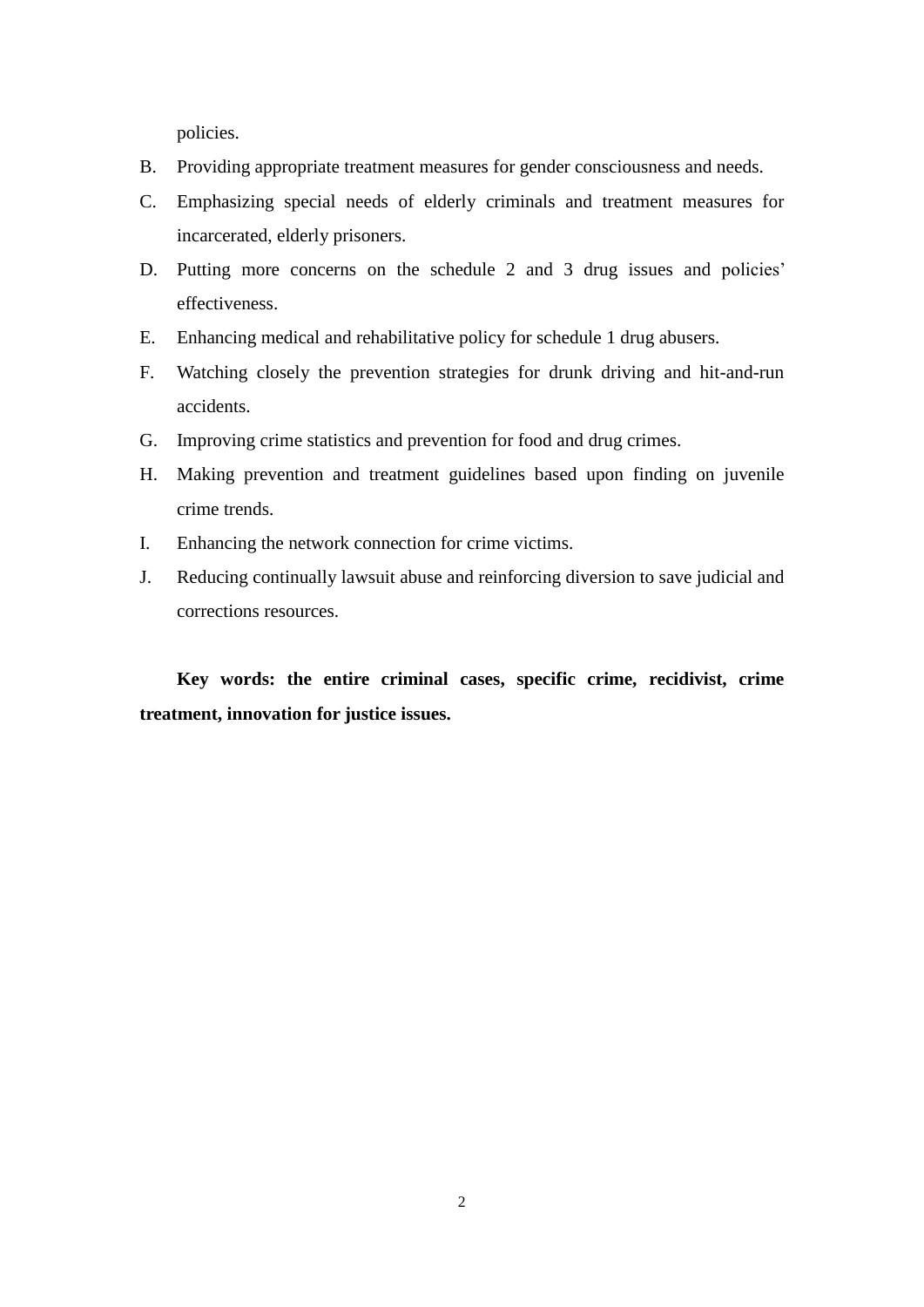policies.

B. Providing appropriate treatment measures for gender consciousness and needs.
C. Emphasizing special needs of elderly criminals and treatment measures for incarcerated, elderly prisoners.
D. Putting more concerns on the schedule 2 and 3 drug issues and policies' effectiveness.
E. Enhancing medical and rehabilitative policy for schedule 1 drug abusers.
F. Watching closely the prevention strategies for drunk driving and hit-and-run accidents.
G. Improving crime statistics and prevention for food and drug crimes.
H. Making prevention and treatment guidelines based upon finding on juvenile crime trends.
I. Enhancing the network connection for crime victims.
J. Reducing continually lawsuit abuse and reinforcing diversion to save judicial and corrections resources.

**Key words: the entire criminal cases, specific crime, recidivist, crime treatment, innovation for justice issues.**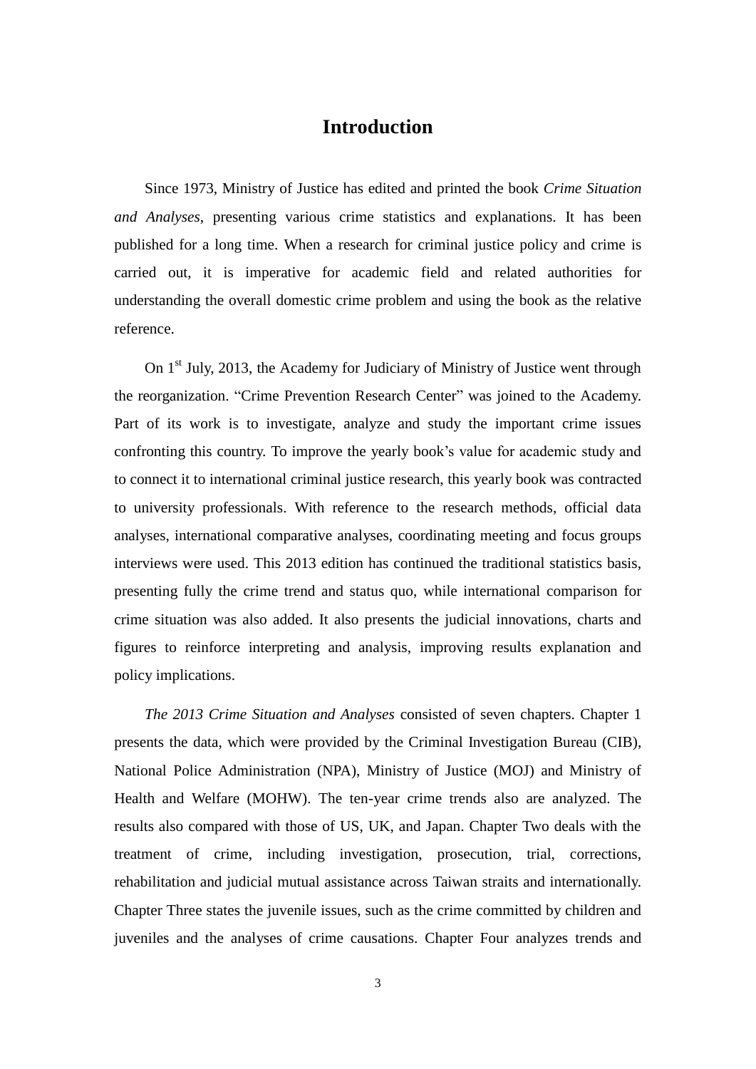# Introduction

Since 1973, Ministry of Justice has edited and printed the book *Crime Situation and Analyses*, presenting various crime statistics and explanations. It has been published for a long time. When a research for criminal justice policy and crime is carried out, it is imperative for academic field and related authorities for understanding the overall domestic crime problem and using the book as the relative reference.

On 1st July, 2013, the Academy for Judiciary of Ministry of Justice went through the reorganization. "Crime Prevention Research Center" was joined to the Academy. Part of its work is to investigate, analyze and study the important crime issues confronting this country. To improve the yearly book's value for academic study and to connect it to international criminal justice research, this yearly book was contracted to university professionals. With reference to the research methods, official data analyses, international comparative analyses, coordinating meeting and focus groups interviews were used. This 2013 edition has continued the traditional statistics basis, presenting fully the crime trend and status quo, while international comparison for crime situation was also added. It also presents the judicial innovations, charts and figures to reinforce interpreting and analysis, improving results explanation and policy implications.

*The 2013 Crime Situation and Analyses* consisted of seven chapters. Chapter 1 presents the data, which were provided by the Criminal Investigation Bureau (CIB), National Police Administration (NPA), Ministry of Justice (MOJ) and Ministry of Health and Welfare (MOHW). The ten-year crime trends also are analyzed. The results also compared with those of US, UK, and Japan. Chapter Two deals with the treatment of crime, including investigation, prosecution, trial, corrections, rehabilitation and judicial mutual assistance across Taiwan straits and internationally. Chapter Three states the juvenile issues, such as the crime committed by children and juveniles and the analyses of crime causations. Chapter Four analyzes trends and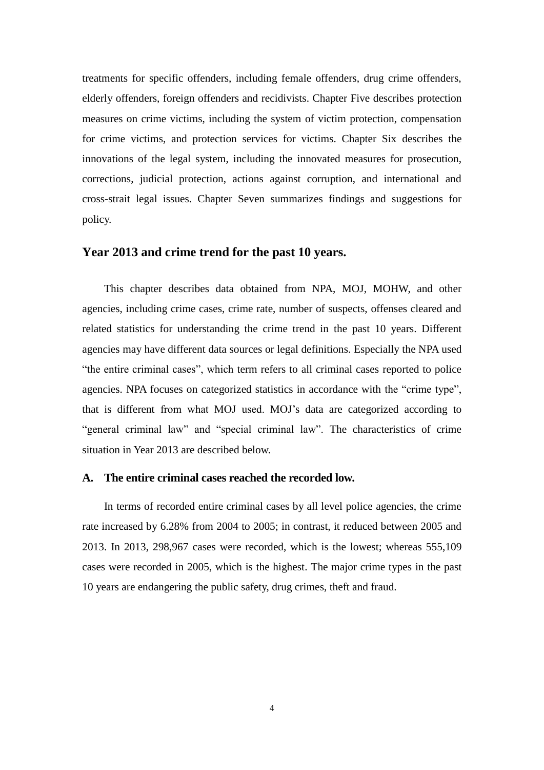treatments for specific offenders, including female offenders, drug crime offenders, elderly offenders, foreign offenders and recidivists. Chapter Five describes protection measures on crime victims, including the system of victim protection, compensation for crime victims, and protection services for victims. Chapter Six describes the innovations of the legal system, including the innovated measures for prosecution, corrections, judicial protection, actions against corruption, and international and cross-strait legal issues. Chapter Seven summarizes findings and suggestions for policy.

## Year 2013 and crime trend for the past 10 years.

This chapter describes data obtained from NPA, MOJ, MOHW, and other agencies, including crime cases, crime rate, number of suspects, offenses cleared and related statistics for understanding the crime trend in the past 10 years. Different agencies may have different data sources or legal definitions. Especially the NPA used "the entire criminal cases", which term refers to all criminal cases reported to police agencies. NPA focuses on categorized statistics in accordance with the "crime type", that is different from what MOJ used. MOJ's data are categorized according to "general criminal law" and "special criminal law". The characteristics of crime situation in Year 2013 are described below.

### A. The entire criminal cases reached the recorded low.

In terms of recorded entire criminal cases by all level police agencies, the crime rate increased by 6.28% from 2004 to 2005; in contrast, it reduced between 2005 and 2013. In 2013, 298,967 cases were recorded, which is the lowest; whereas 555,109 cases were recorded in 2005, which is the highest. The major crime types in the past 10 years are endangering the public safety, drug crimes, theft and fraud.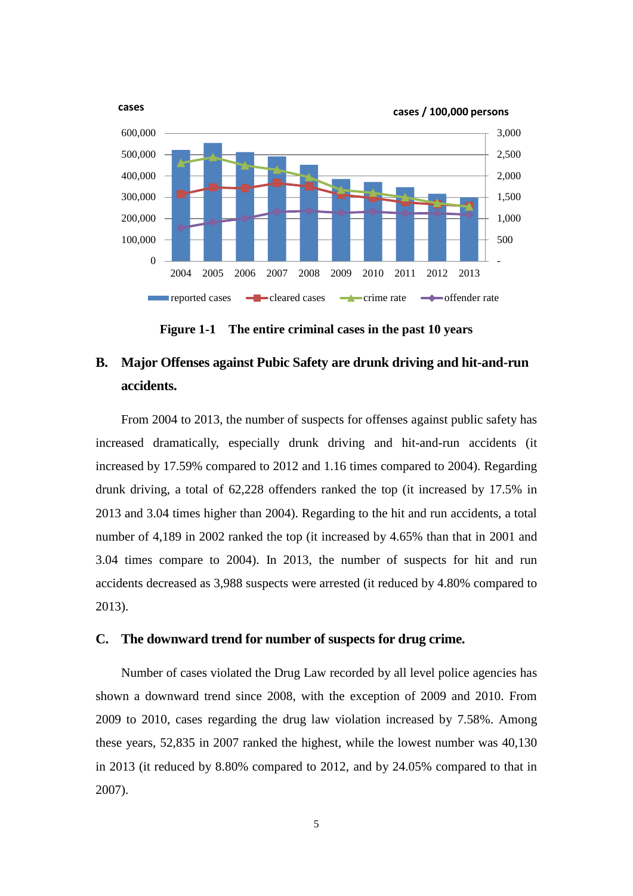cases

cases / 100,000 persons

Figure 1-1 The entire criminal cases in the past 10 years

## B. Major Offenses against Pubic Safety are drunk driving and hit-and-run accidents.

From 2004 to 2013, the number of suspects for offenses against public safety has increased dramatically, especially drunk driving and hit-and-run accidents (it increased by 17.59% compared to 2012 and 1.16 times compared to 2004). Regarding drunk driving, a total of 62,228 offenders ranked the top (it increased by 17.5% in 2013 and 3.04 times higher than 2004). Regarding to the hit and run accidents, a total number of 4,189 in 2002 ranked the top (it increased by 4.65% than that in 2001 and 3.04 times compare to 2004). In 2013, the number of suspects for hit and run accidents decreased as 3,988 suspects were arrested (it reduced by 4.80% compared to 2013).

## C. The downward trend for number of suspects for drug crime.

Number of cases violated the Drug Law recorded by all level police agencies has shown a downward trend since 2008, with the exception of 2009 and 2010. From 2009 to 2010, cases regarding the drug law violation increased by 7.58%. Among these years, 52,835 in 2007 ranked the highest, while the lowest number was 40,130 in 2013 (it reduced by 8.80% compared to 2012, and by 24.05% compared to that in 2007).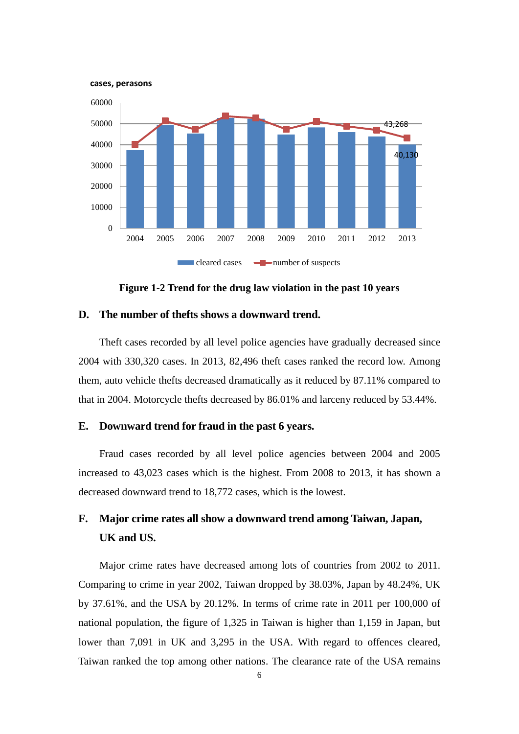**Figure 1-2 Trend for the drug law violation in the past 10 years**

## D. The number of thefts shows a downward trend.

Theft cases recorded by all level police agencies have gradually decreased since 2004 with 330,320 cases. In 2013, 82,496 theft cases ranked the record low. Among them, auto vehicle thefts decreased dramatically as it reduced by 87.11% compared to that in 2004. Motorcycle thefts decreased by 86.01% and larceny reduced by 53.44%.

## E. Downward trend for fraud in the past 6 years.

Fraud cases recorded by all level police agencies between 2004 and 2005 increased to 43,023 cases which is the highest. From 2008 to 2013, it has shown a decreased downward trend to 18,772 cases, which is the lowest.

## F. Major crime rates all show a downward trend among Taiwan, Japan, UK and US.

Major crime rates have decreased among lots of countries from 2002 to 2011. Comparing to crime in year 2002, Taiwan dropped by 38.03%, Japan by 48.24%, UK by 37.61%, and the USA by 20.12%. In terms of crime rate in 2011 per 100,000 of national population, the figure of 1,325 in Taiwan is higher than 1,159 in Japan, but lower than 7,091 in UK and 3,295 in the USA. With regard to offences cleared, Taiwan ranked the top among other nations. The clearance rate of the USA remains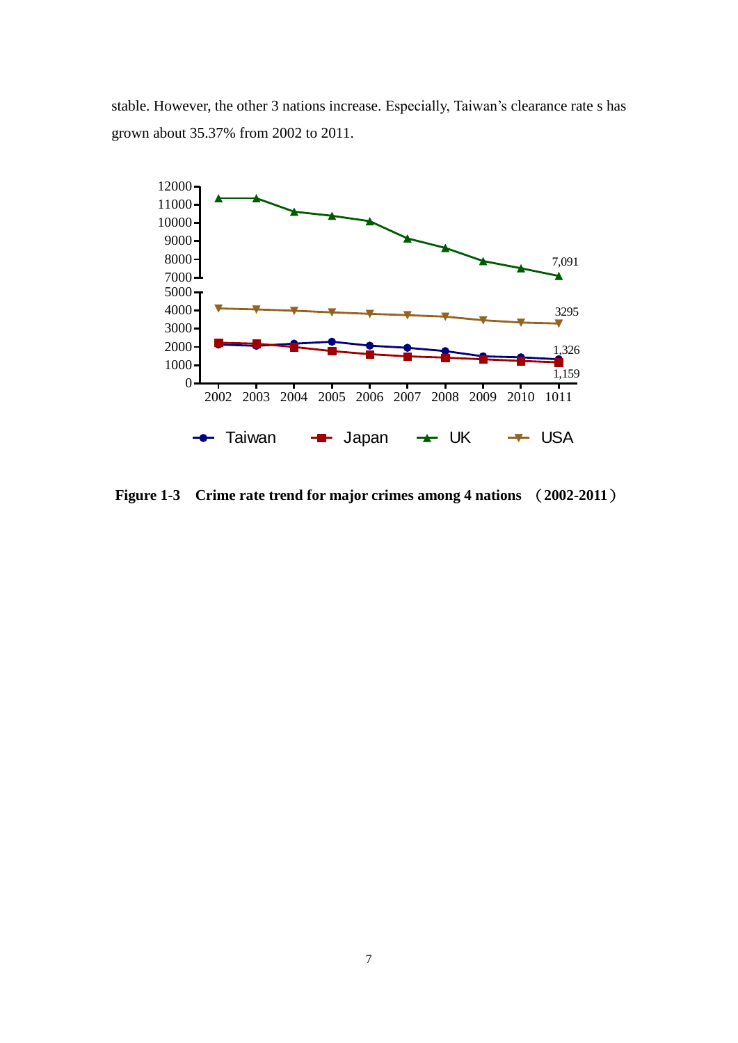stable. However, the other 3 nations increase. Especially, Taiwan's clearance rate s has grown about 35.37% from 2002 to 2011.

**Figure 1-3 Crime rate trend for major crimes among 4 nations （2002-2011）**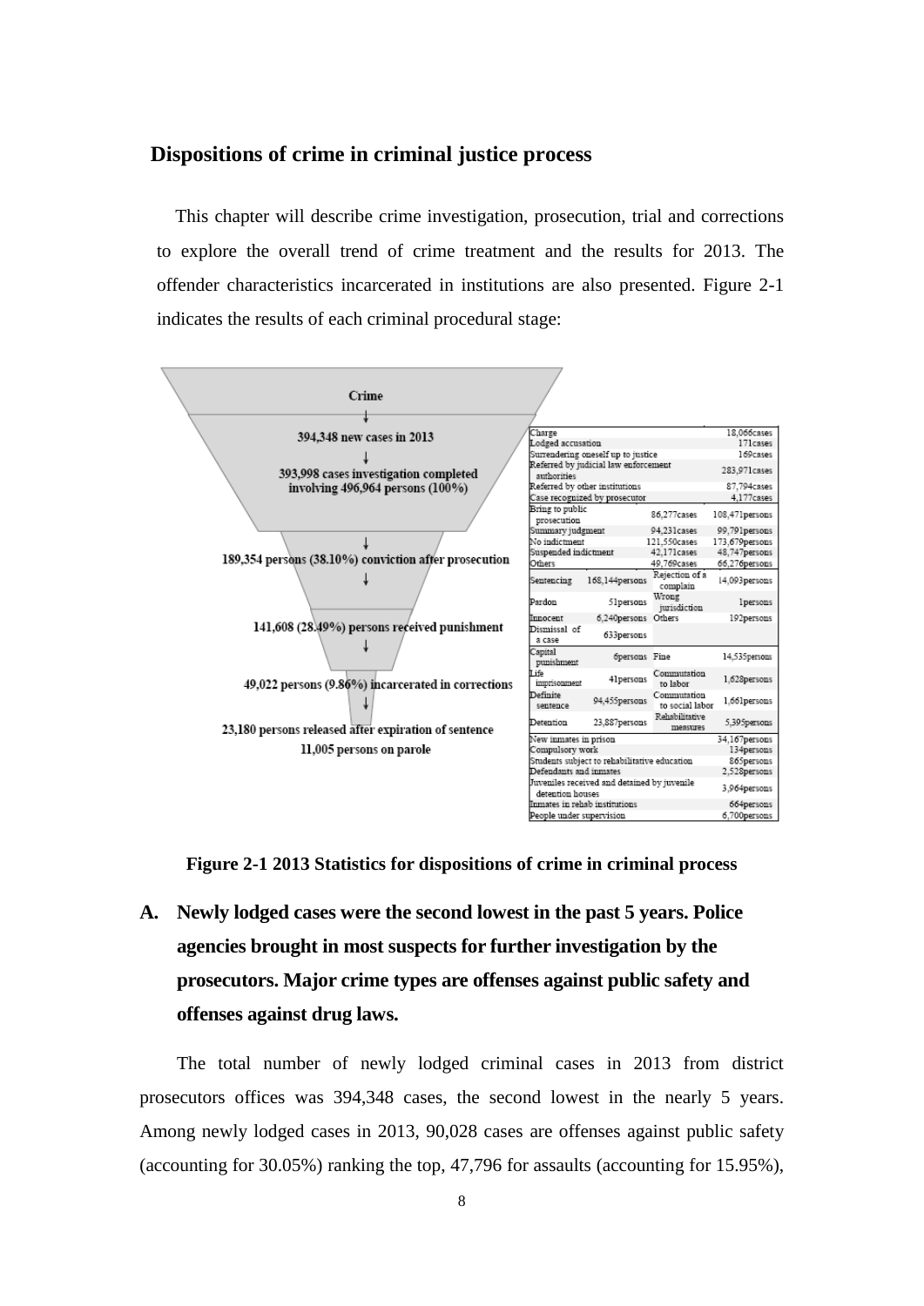## Dispositions of crime in criminal justice process

This chapter will describe crime investigation, prosecution, trial and corrections to explore the overall trend of crime treatment and the results for 2013. The offender characteristics incarcerated in institutions are also presented. Figure 2-1 indicates the results of each criminal procedural stage:

Crime

↓

394,348 new cases in 2013

↓

393,998 cases investigation completed involving 496,964 persons (100%)

↓

189,354 persons (38.10%) conviction after prosecution

↓

141,608 (28.49%) persons received punishment

↓

49,022 persons (9.86%) incarcerated in corrections

↓

23,180 persons released after expiration of sentence

11,005 persons on parole

| | |
|---|---|
| Charge | 18,066cases |
| Lodged accusation | 171cases |
| Surrendering oneself up to justice | 169cases |
| Referred by judicial law enforcement authorities | 283,971cases |
| Referred by other institutions | 87,794cases |
| Case recognized by prosecutor | 4,177cases |

| | | |
|---|---|---|
| Bring to public prosecution | 86,277cases | 108,471persons |
| Summary judgment | 94,231cases | 99,791persons |
| No indictment | 121,550cases | 173,679persons |
| Suspended indictment | 42,171cases | 48,747persons |
| Others | 49,769cases | 66,276persons |

| | | | |
|---|---|---|---|
| Sentencing | 168,144persons | Rejection of a complain | 14,093persons |
| Pardon | 51persons | Wrong jurisdiction | 1persons |
| Innocent | 6,240persons | Others | 192persons |
| Dismissal of a case | 633persons | | |

| | | | |
|---|---|---|---|
| Capital punishment | 6persons | Fine | 14,535persons |
| Life imprisonment | 41persons | Commutation to labor | 1,628persons |
| Definite sentence | 94,455persons | Commutation to social labor | 1,661persons |
| Detention | 23,887persons | Rehabilitative measures | 5,395persons |

| | |
|---|---|
| New inmates in prison | 34,167persons |
| Compulsory work | 134persons |
| Students subject to rehabilitative education | 865persons |
| Defendants and inmates | 2,528persons |
| Juveniles received and detained by juvenile detention houses | 3,964persons |
| Inmates in rehab institutions | 664persons |
| People under supervision | 6,700persons |

**Figure 2-1 2013 Statistics for dispositions of crime in criminal process**

### A. Newly lodged cases were the second lowest in the past 5 years. Police agencies brought in most suspects for further investigation by the prosecutors. Major crime types are offenses against public safety and offenses against drug laws.

The total number of newly lodged criminal cases in 2013 from district prosecutors offices was 394,348 cases, the second lowest in the nearly 5 years. Among newly lodged cases in 2013, 90,028 cases are offenses against public safety (accounting for 30.05%) ranking the top, 47,796 for assaults (accounting for 15.95%),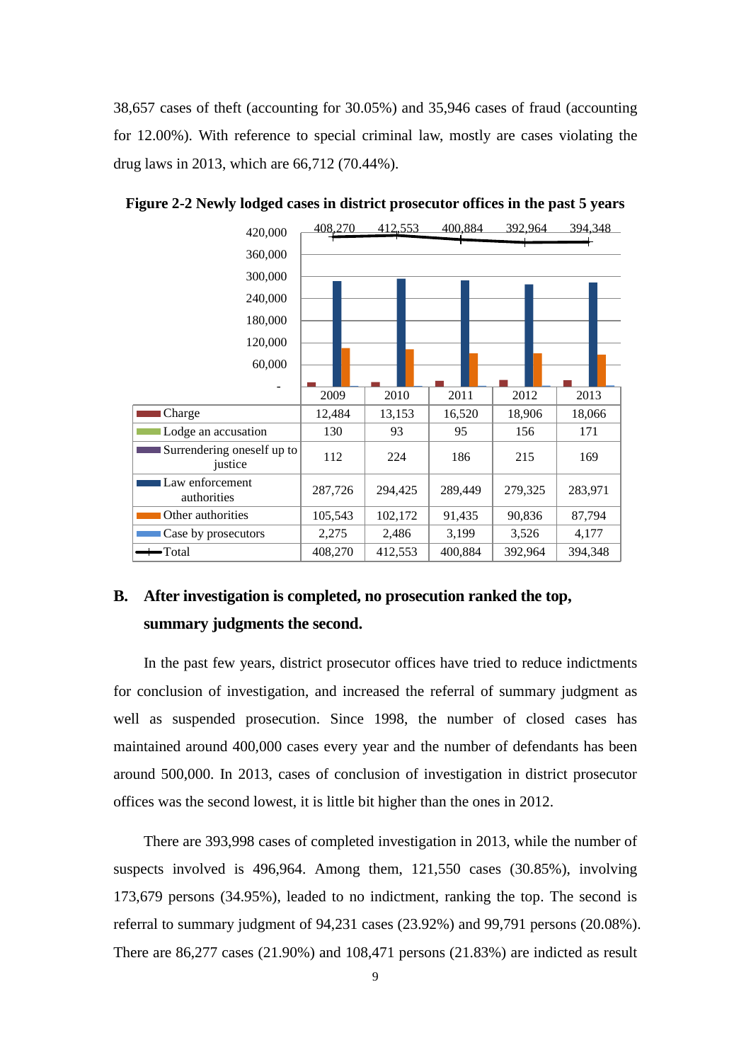38,657 cases of theft (accounting for 30.05%) and 35,946 cases of fraud (accounting for 12.00%). With reference to special criminal law, mostly are cases violating the drug laws in 2013, which are 66,712 (70.44%).

**Figure 2-2 Newly lodged cases in district prosecutor offices in the past 5 years**

| | 2009 | 2010 | 2011 | 2012 | 2013 |
|---|---|---|---|---|---|
| Charge | 12,484 | 13,153 | 16,520 | 18,906 | 18,066 |
| Lodge an accusation | 130 | 93 | 95 | 156 | 171 |
| Surrendering oneself up to justice | 112 | 224 | 186 | 215 | 169 |
| Law enforcement authorities | 287,726 | 294,425 | 289,449 | 279,325 | 283,971 |
| Other authorities | 105,543 | 102,172 | 91,435 | 90,836 | 87,794 |
| Case by prosecutors | 2,275 | 2,486 | 3,199 | 3,526 | 4,177 |
| Total | 408,270 | 412,553 | 400,884 | 392,964 | 394,348 |

## B. After investigation is completed, no prosecution ranked the top, summary judgments the second.

In the past few years, district prosecutor offices have tried to reduce indictments for conclusion of investigation, and increased the referral of summary judgment as well as suspended prosecution. Since 1998, the number of closed cases has maintained around 400,000 cases every year and the number of defendants has been around 500,000. In 2013, cases of conclusion of investigation in district prosecutor offices was the second lowest, it is little bit higher than the ones in 2012.

There are 393,998 cases of completed investigation in 2013, while the number of suspects involved is 496,964. Among them, 121,550 cases (30.85%), involving 173,679 persons (34.95%), leaded to no indictment, ranking the top. The second is referral to summary judgment of 94,231 cases (23.92%) and 99,791 persons (20.08%). There are 86,277 cases (21.90%) and 108,471 persons (21.83%) are indicted as result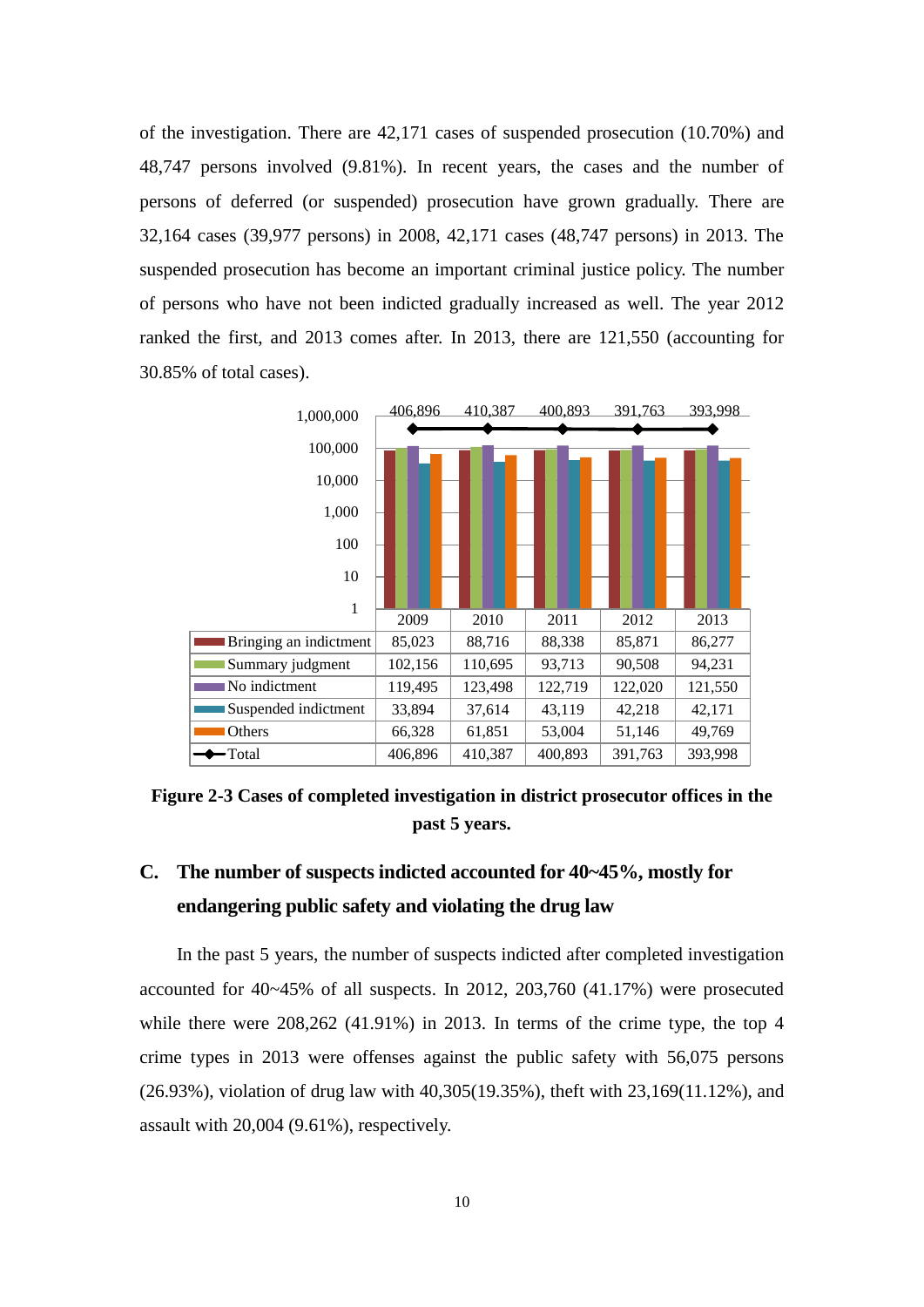of the investigation. There are 42,171 cases of suspended prosecution (10.70%) and 48,747 persons involved (9.81%). In recent years, the cases and the number of persons of deferred (or suspended) prosecution have grown gradually. There are 32,164 cases (39,977 persons) in 2008, 42,171 cases (48,747 persons) in 2013. The suspended prosecution has become an important criminal justice policy. The number of persons who have not been indicted gradually increased as well. The year 2012 ranked the first, and 2013 comes after. In 2013, there are 121,550 (accounting for 30.85% of total cases).

| | 2009 | 2010 | 2011 | 2012 | 2013 |
|---|---|---|---|---|---|
| Bringing an indictment | 85,023 | 88,716 | 88,338 | 85,871 | 86,277 |
| Summary judgment | 102,156 | 110,695 | 93,713 | 90,508 | 94,231 |
| No indictment | 119,495 | 123,498 | 122,719 | 122,020 | 121,550 |
| Suspended indictment | 33,894 | 37,614 | 43,119 | 42,218 | 42,171 |
| Others | 66,328 | 61,851 | 53,004 | 51,146 | 49,769 |
| Total | 406,896 | 410,387 | 400,893 | 391,763 | 393,998 |

**Figure 2-3 Cases of completed investigation in district prosecutor offices in the past 5 years.**

## C. The number of suspects indicted accounted for 40~45%, mostly for endangering public safety and violating the drug law

In the past 5 years, the number of suspects indicted after completed investigation accounted for 40~45% of all suspects. In 2012, 203,760 (41.17%) were prosecuted while there were 208,262 (41.91%) in 2013. In terms of the crime type, the top 4 crime types in 2013 were offenses against the public safety with 56,075 persons (26.93%), violation of drug law with 40,305(19.35%), theft with 23,169(11.12%), and assault with 20,004 (9.61%), respectively.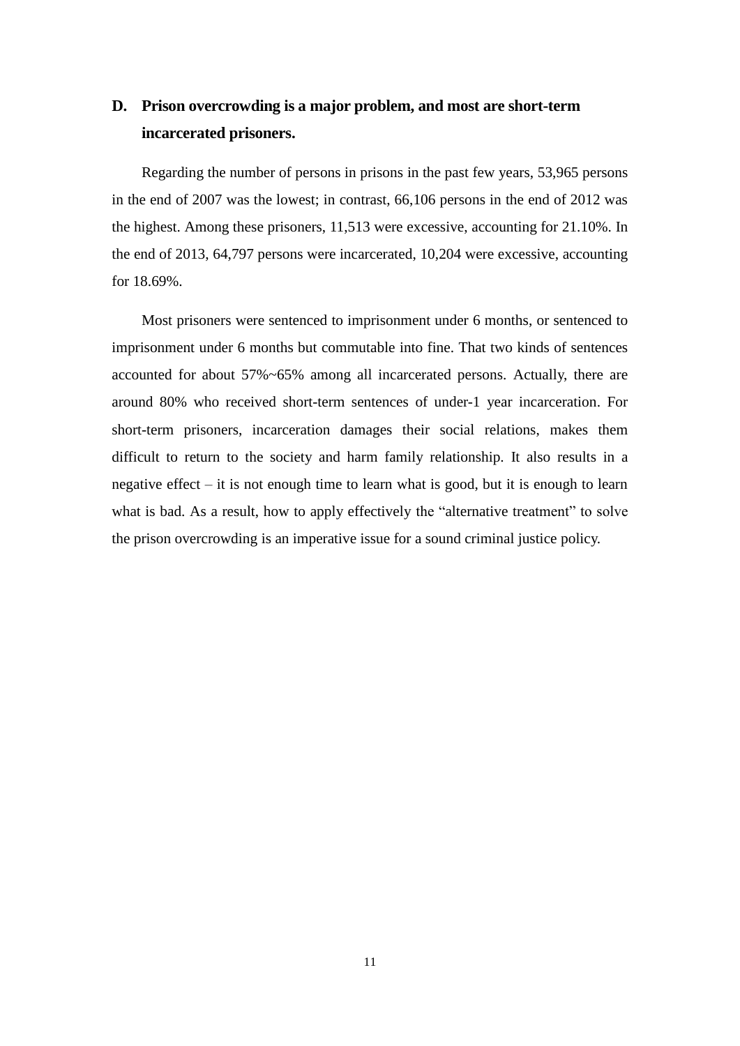### D. Prison overcrowding is a major problem, and most are short-term incarcerated prisoners.

Regarding the number of persons in prisons in the past few years, 53,965 persons in the end of 2007 was the lowest; in contrast, 66,106 persons in the end of 2012 was the highest. Among these prisoners, 11,513 were excessive, accounting for 21.10%. In the end of 2013, 64,797 persons were incarcerated, 10,204 were excessive, accounting for 18.69%.

Most prisoners were sentenced to imprisonment under 6 months, or sentenced to imprisonment under 6 months but commutable into fine. That two kinds of sentences accounted for about 57%~65% among all incarcerated persons. Actually, there are around 80% who received short-term sentences of under-1 year incarceration. For short-term prisoners, incarceration damages their social relations, makes them difficult to return to the society and harm family relationship. It also results in a negative effect – it is not enough time to learn what is good, but it is enough to learn what is bad. As a result, how to apply effectively the “alternative treatment” to solve the prison overcrowding is an imperative issue for a sound criminal justice policy.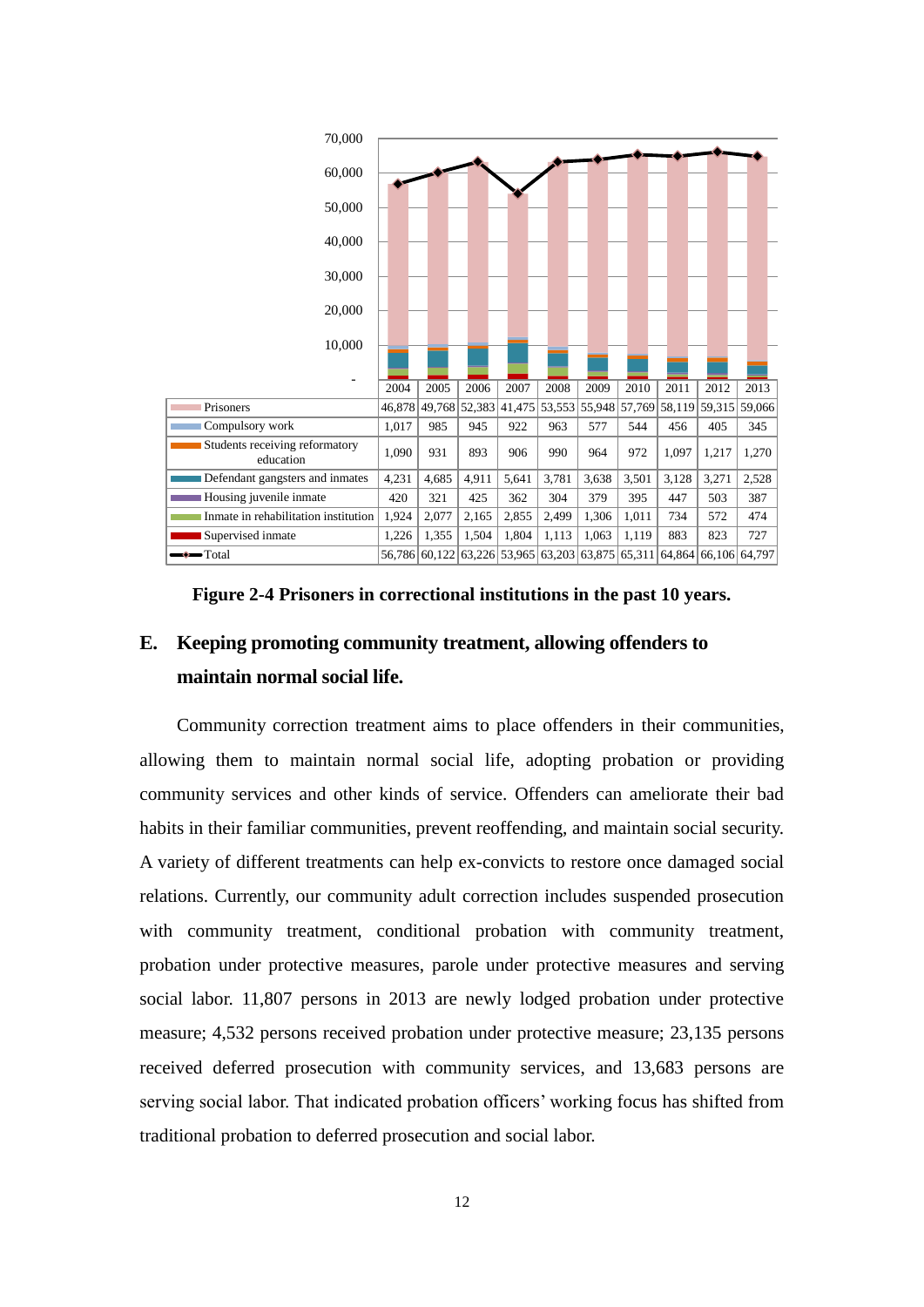| | 2004 | 2005 | 2006 | 2007 | 2008 | 2009 | 2010 | 2011 | 2012 | 2013 |
|---|---|---|---|---|---|---|---|---|---|---|
| Prisoners | 46,878 | 49,768 | 52,383 | 41,475 | 53,553 | 55,948 | 57,769 | 58,119 | 59,315 | 59,066 |
| Compulsory work | 1,017 | 985 | 945 | 922 | 963 | 577 | 544 | 456 | 405 | 345 |
| Students receiving reformatory education | 1,090 | 931 | 893 | 906 | 990 | 964 | 972 | 1,097 | 1,217 | 1,270 |
| Defendant gangsters and inmates | 4,231 | 4,685 | 4,911 | 5,641 | 3,781 | 3,638 | 3,501 | 3,128 | 3,271 | 2,528 |
| Housing juvenile inmate | 420 | 321 | 425 | 362 | 304 | 379 | 395 | 447 | 503 | 387 |
| Inmate in rehabilitation institution | 1,924 | 2,077 | 2,165 | 2,855 | 2,499 | 1,306 | 1,011 | 734 | 572 | 474 |
| Supervised inmate | 1,226 | 1,355 | 1,504 | 1,804 | 1,113 | 1,063 | 1,119 | 883 | 823 | 727 |
| Total | 56,786 | 60,122 | 63,226 | 53,965 | 63,203 | 63,875 | 65,311 | 64,864 | 66,106 | 64,797 |

**Figure 2-4 Prisoners in correctional institutions in the past 10 years.**

## E. Keeping promoting community treatment, allowing offenders to maintain normal social life.

Community correction treatment aims to place offenders in their communities, allowing them to maintain normal social life, adopting probation or providing community services and other kinds of service. Offenders can ameliorate their bad habits in their familiar communities, prevent reoffending, and maintain social security. A variety of different treatments can help ex-convicts to restore once damaged social relations. Currently, our community adult correction includes suspended prosecution with community treatment, conditional probation with community treatment, probation under protective measures, parole under protective measures and serving social labor. 11,807 persons in 2013 are newly lodged probation under protective measure; 4,532 persons received probation under protective measure; 23,135 persons received deferred prosecution with community services, and 13,683 persons are serving social labor. That indicated probation officers' working focus has shifted from traditional probation to deferred prosecution and social labor.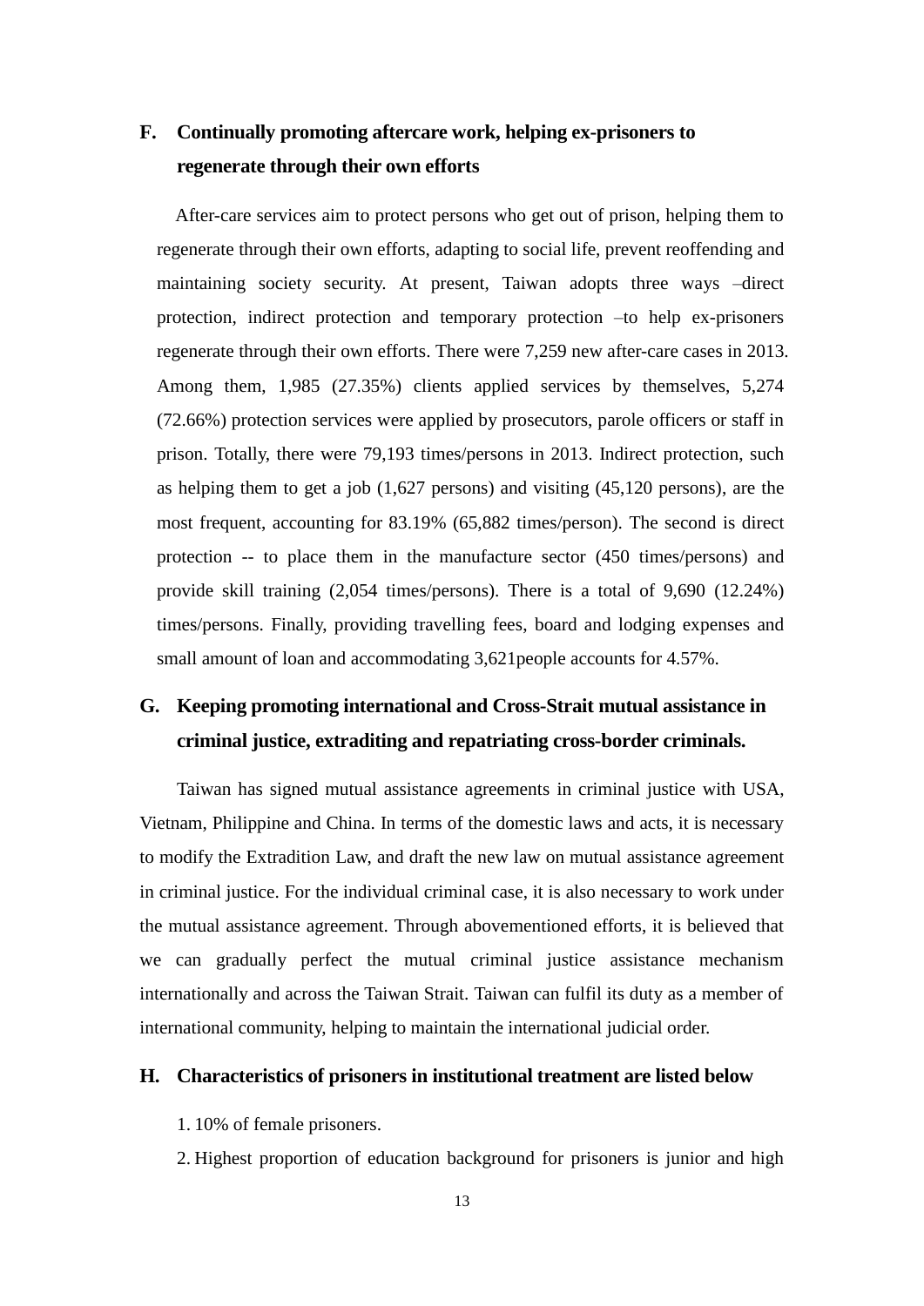## F. Continually promoting aftercare work, helping ex-prisoners to regenerate through their own efforts

After-care services aim to protect persons who get out of prison, helping them to regenerate through their own efforts, adapting to social life, prevent reoffending and maintaining society security. At present, Taiwan adopts three ways –direct protection, indirect protection and temporary protection –to help ex-prisoners regenerate through their own efforts. There were 7,259 new after-care cases in 2013. Among them, 1,985 (27.35%) clients applied services by themselves, 5,274 (72.66%) protection services were applied by prosecutors, parole officers or staff in prison. Totally, there were 79,193 times/persons in 2013. Indirect protection, such as helping them to get a job (1,627 persons) and visiting (45,120 persons), are the most frequent, accounting for 83.19% (65,882 times/person). The second is direct protection -- to place them in the manufacture sector (450 times/persons) and provide skill training (2,054 times/persons). There is a total of 9,690 (12.24%) times/persons. Finally, providing travelling fees, board and lodging expenses and small amount of loan and accommodating 3,621people accounts for 4.57%.

## G. Keeping promoting international and Cross-Strait mutual assistance in criminal justice, extraditing and repatriating cross-border criminals.

Taiwan has signed mutual assistance agreements in criminal justice with USA, Vietnam, Philippine and China. In terms of the domestic laws and acts, it is necessary to modify the Extradition Law, and draft the new law on mutual assistance agreement in criminal justice. For the individual criminal case, it is also necessary to work under the mutual assistance agreement. Through abovementioned efforts, it is believed that we can gradually perfect the mutual criminal justice assistance mechanism internationally and across the Taiwan Strait. Taiwan can fulfil its duty as a member of international community, helping to maintain the international judicial order.

## H. Characteristics of prisoners in institutional treatment are listed below

1. 10% of female prisoners.
2. Highest proportion of education background for prisoners is junior and high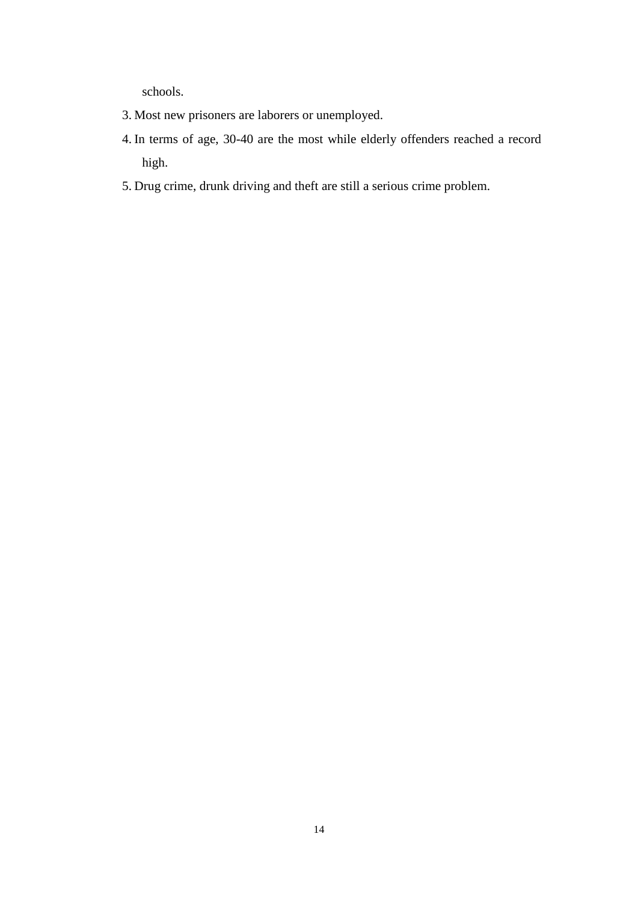schools.

3. Most new prisoners are laborers or unemployed.
4. In terms of age, 30-40 are the most while elderly offenders reached a record high.
5. Drug crime, drunk driving and theft are still a serious crime problem.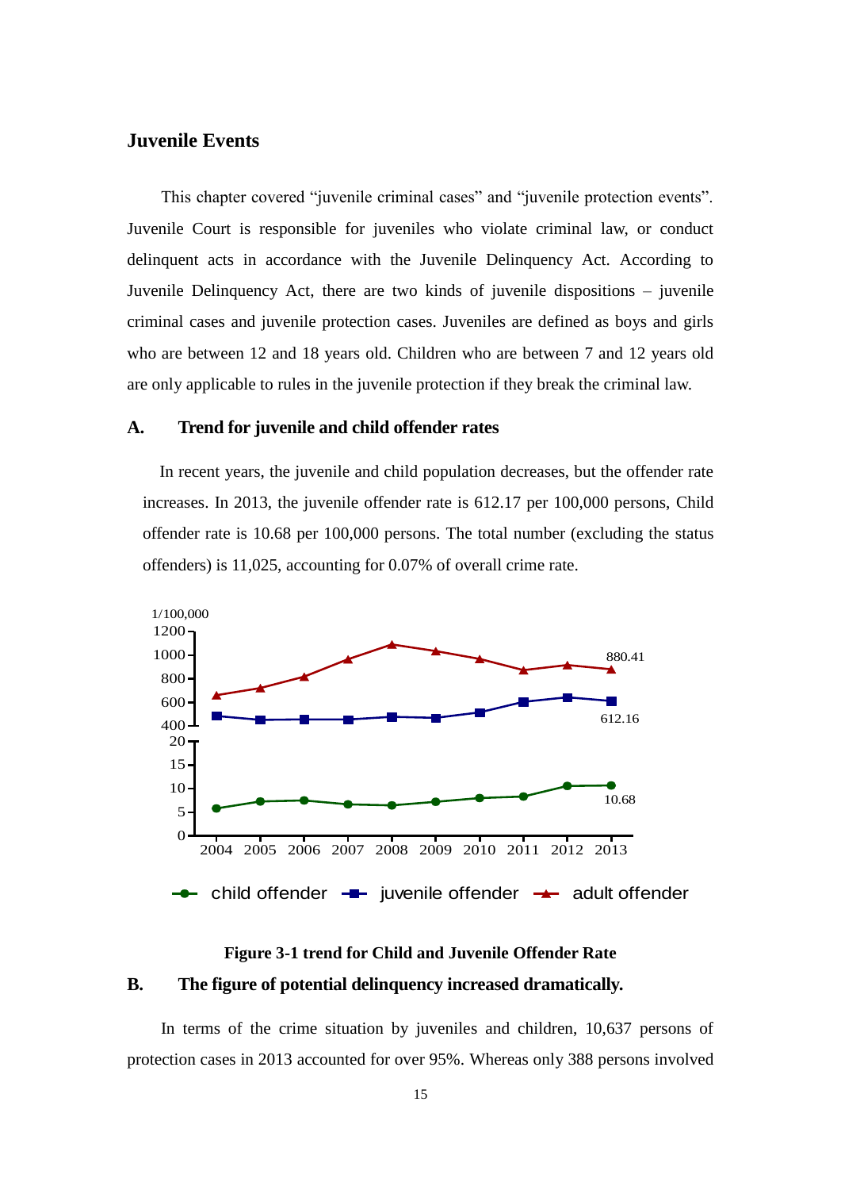## Juvenile Events

This chapter covered "juvenile criminal cases" and "juvenile protection events". Juvenile Court is responsible for juveniles who violate criminal law, or conduct delinquent acts in accordance with the Juvenile Delinquency Act. According to Juvenile Delinquency Act, there are two kinds of juvenile dispositions – juvenile criminal cases and juvenile protection cases. Juveniles are defined as boys and girls who are between 12 and 18 years old. Children who are between 7 and 12 years old are only applicable to rules in the juvenile protection if they break the criminal law.

### A. Trend for juvenile and child offender rates

In recent years, the juvenile and child population decreases, but the offender rate increases. In 2013, the juvenile offender rate is 612.17 per 100,000 persons, Child offender rate is 10.68 per 100,000 persons. The total number (excluding the status offenders) is 11,025, accounting for 0.07% of overall crime rate.

**Figure 3-1 trend for Child and Juvenile Offender Rate**

### B. The figure of potential delinquency increased dramatically.

In terms of the crime situation by juveniles and children, 10,637 persons of protection cases in 2013 accounted for over 95%. Whereas only 388 persons involved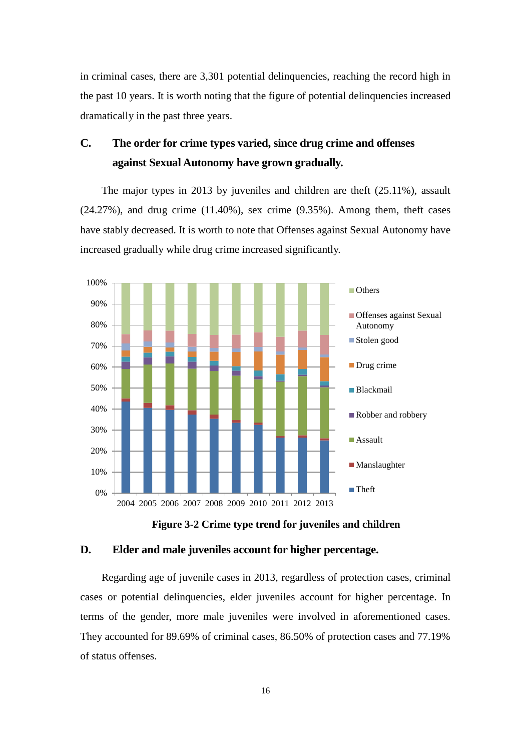in criminal cases, there are 3,301 potential delinquencies, reaching the record high in the past 10 years. It is worth noting that the figure of potential delinquencies increased dramatically in the past three years.

## C. The order for crime types varied, since drug crime and offenses against Sexual Autonomy have grown gradually.

The major types in 2013 by juveniles and children are theft (25.11%), assault (24.27%), and drug crime (11.40%), sex crime (9.35%). Among them, theft cases have stably decreased. It is worth to note that Offenses against Sexual Autonomy have increased gradually while drug crime increased significantly.

**Figure 3-2 Crime type trend for juveniles and children**

## D. Elder and male juveniles account for higher percentage.

Regarding age of juvenile cases in 2013, regardless of protection cases, criminal cases or potential delinquencies, elder juveniles account for higher percentage. In terms of the gender, more male juveniles were involved in aforementioned cases. They accounted for 89.69% of criminal cases, 86.50% of protection cases and 77.19% of status offenses.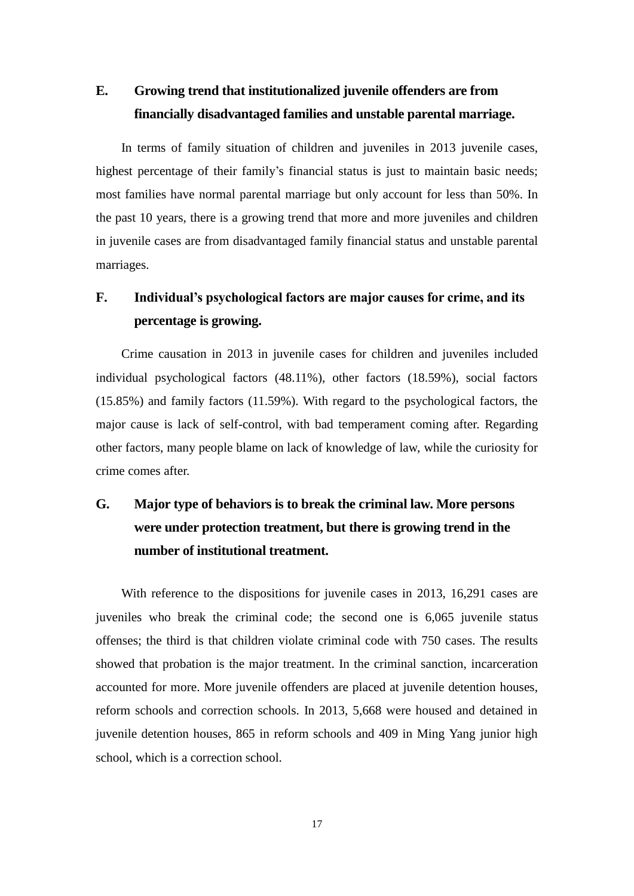### E. Growing trend that institutionalized juvenile offenders are from financially disadvantaged families and unstable parental marriage.

In terms of family situation of children and juveniles in 2013 juvenile cases, highest percentage of their family's financial status is just to maintain basic needs; most families have normal parental marriage but only account for less than 50%. In the past 10 years, there is a growing trend that more and more juveniles and children in juvenile cases are from disadvantaged family financial status and unstable parental marriages.

### F. Individual's psychological factors are major causes for crime, and its percentage is growing.

Crime causation in 2013 in juvenile cases for children and juveniles included individual psychological factors (48.11%), other factors (18.59%), social factors (15.85%) and family factors (11.59%). With regard to the psychological factors, the major cause is lack of self-control, with bad temperament coming after. Regarding other factors, many people blame on lack of knowledge of law, while the curiosity for crime comes after.

### G. Major type of behaviors is to break the criminal law. More persons were under protection treatment, but there is growing trend in the number of institutional treatment.

With reference to the dispositions for juvenile cases in 2013, 16,291 cases are juveniles who break the criminal code; the second one is 6,065 juvenile status offenses; the third is that children violate criminal code with 750 cases. The results showed that probation is the major treatment. In the criminal sanction, incarceration accounted for more. More juvenile offenders are placed at juvenile detention houses, reform schools and correction schools. In 2013, 5,668 were housed and detained in juvenile detention houses, 865 in reform schools and 409 in Ming Yang junior high school, which is a correction school.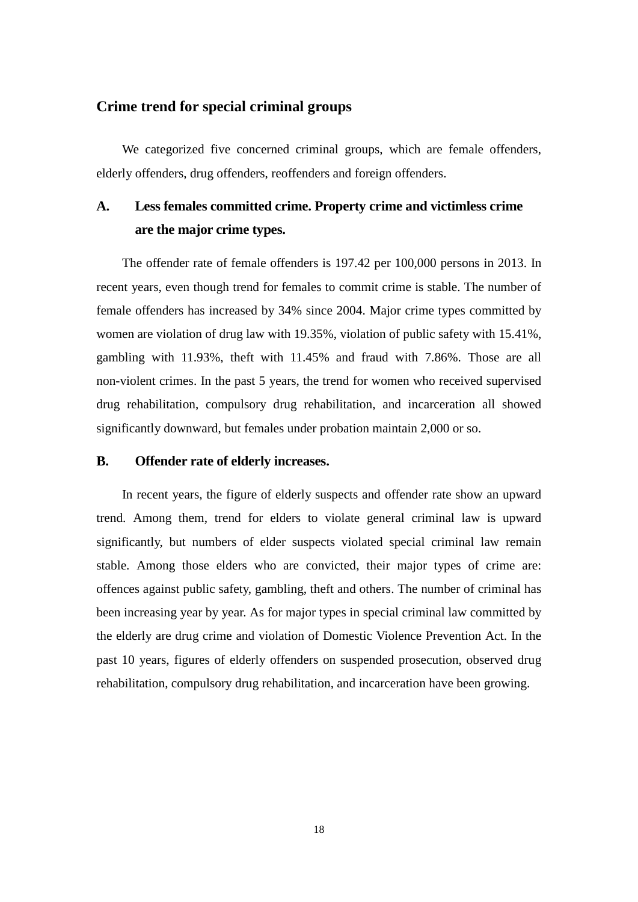## Crime trend for special criminal groups

We categorized five concerned criminal groups, which are female offenders, elderly offenders, drug offenders, reoffenders and foreign offenders.

### A. Less females committed crime. Property crime and victimless crime are the major crime types.

The offender rate of female offenders is 197.42 per 100,000 persons in 2013. In recent years, even though trend for females to commit crime is stable. The number of female offenders has increased by 34% since 2004. Major crime types committed by women are violation of drug law with 19.35%, violation of public safety with 15.41%, gambling with 11.93%, theft with 11.45% and fraud with 7.86%. Those are all non-violent crimes. In the past 5 years, the trend for women who received supervised drug rehabilitation, compulsory drug rehabilitation, and incarceration all showed significantly downward, but females under probation maintain 2,000 or so.

### B. Offender rate of elderly increases.

In recent years, the figure of elderly suspects and offender rate show an upward trend. Among them, trend for elders to violate general criminal law is upward significantly, but numbers of elder suspects violated special criminal law remain stable. Among those elders who are convicted, their major types of crime are: offences against public safety, gambling, theft and others. The number of criminal has been increasing year by year. As for major types in special criminal law committed by the elderly are drug crime and violation of Domestic Violence Prevention Act. In the past 10 years, figures of elderly offenders on suspended prosecution, observed drug rehabilitation, compulsory drug rehabilitation, and incarceration have been growing.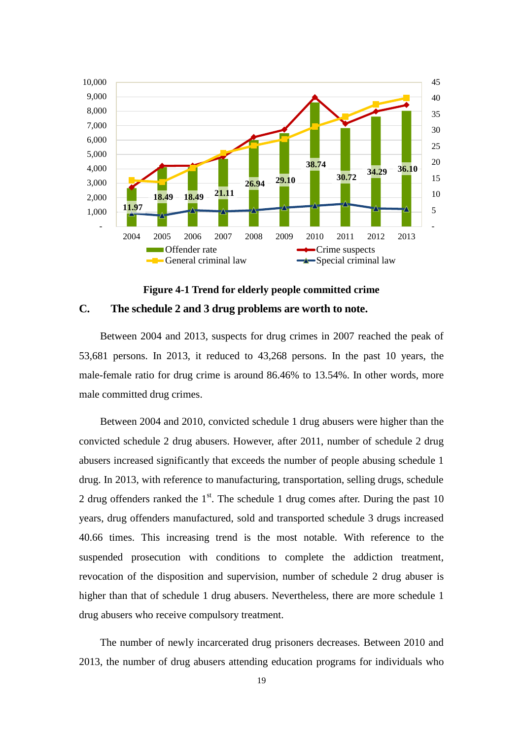**Figure 4-1 Trend for elderly people committed crime**

**C. The schedule 2 and 3 drug problems are worth to note.**

Between 2004 and 2013, suspects for drug crimes in 2007 reached the peak of 53,681 persons. In 2013, it reduced to 43,268 persons. In the past 10 years, the male-female ratio for drug crime is around 86.46% to 13.54%. In other words, more male committed drug crimes.

Between 2004 and 2010, convicted schedule 1 drug abusers were higher than the convicted schedule 2 drug abusers. However, after 2011, number of schedule 2 drug abusers increased significantly that exceeds the number of people abusing schedule 1 drug. In 2013, with reference to manufacturing, transportation, selling drugs, schedule 2 drug offenders ranked the 1st. The schedule 1 drug comes after. During the past 10 years, drug offenders manufactured, sold and transported schedule 3 drugs increased 40.66 times. This increasing trend is the most notable. With reference to the suspended prosecution with conditions to complete the addiction treatment, revocation of the disposition and supervision, number of schedule 2 drug abuser is higher than that of schedule 1 drug abusers. Nevertheless, there are more schedule 1 drug abusers who receive compulsory treatment.

The number of newly incarcerated drug prisoners decreases. Between 2010 and 2013, the number of drug abusers attending education programs for individuals who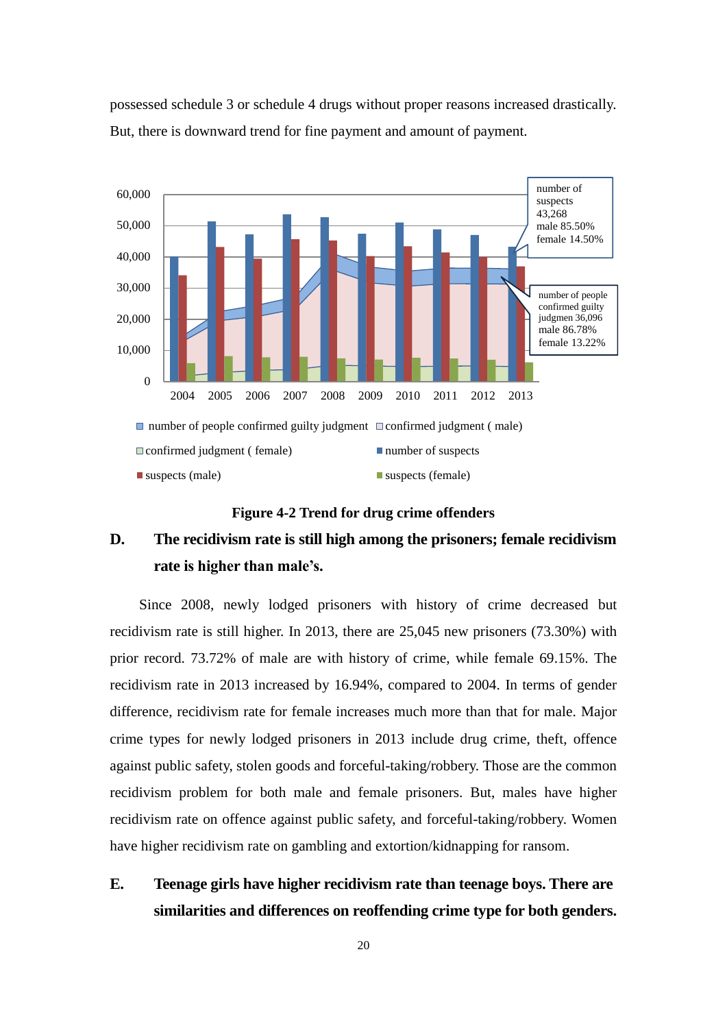possessed schedule 3 or schedule 4 drugs without proper reasons increased drastically. But, there is downward trend for fine payment and amount of payment.

**Figure 4-2 Trend for drug crime offenders**

## D. The recidivism rate is still high among the prisoners; female recidivism rate is higher than male's.

Since 2008, newly lodged prisoners with history of crime decreased but recidivism rate is still higher. In 2013, there are 25,045 new prisoners (73.30%) with prior record. 73.72% of male are with history of crime, while female 69.15%. The recidivism rate in 2013 increased by 16.94%, compared to 2004. In terms of gender difference, recidivism rate for female increases much more than that for male. Major crime types for newly lodged prisoners in 2013 include drug crime, theft, offence against public safety, stolen goods and forceful-taking/robbery. Those are the common recidivism problem for both male and female prisoners. But, males have higher recidivism rate on offence against public safety, and forceful-taking/robbery. Women have higher recidivism rate on gambling and extortion/kidnapping for ransom.

## E. Teenage girls have higher recidivism rate than teenage boys. There are similarities and differences on reoffending crime type for both genders.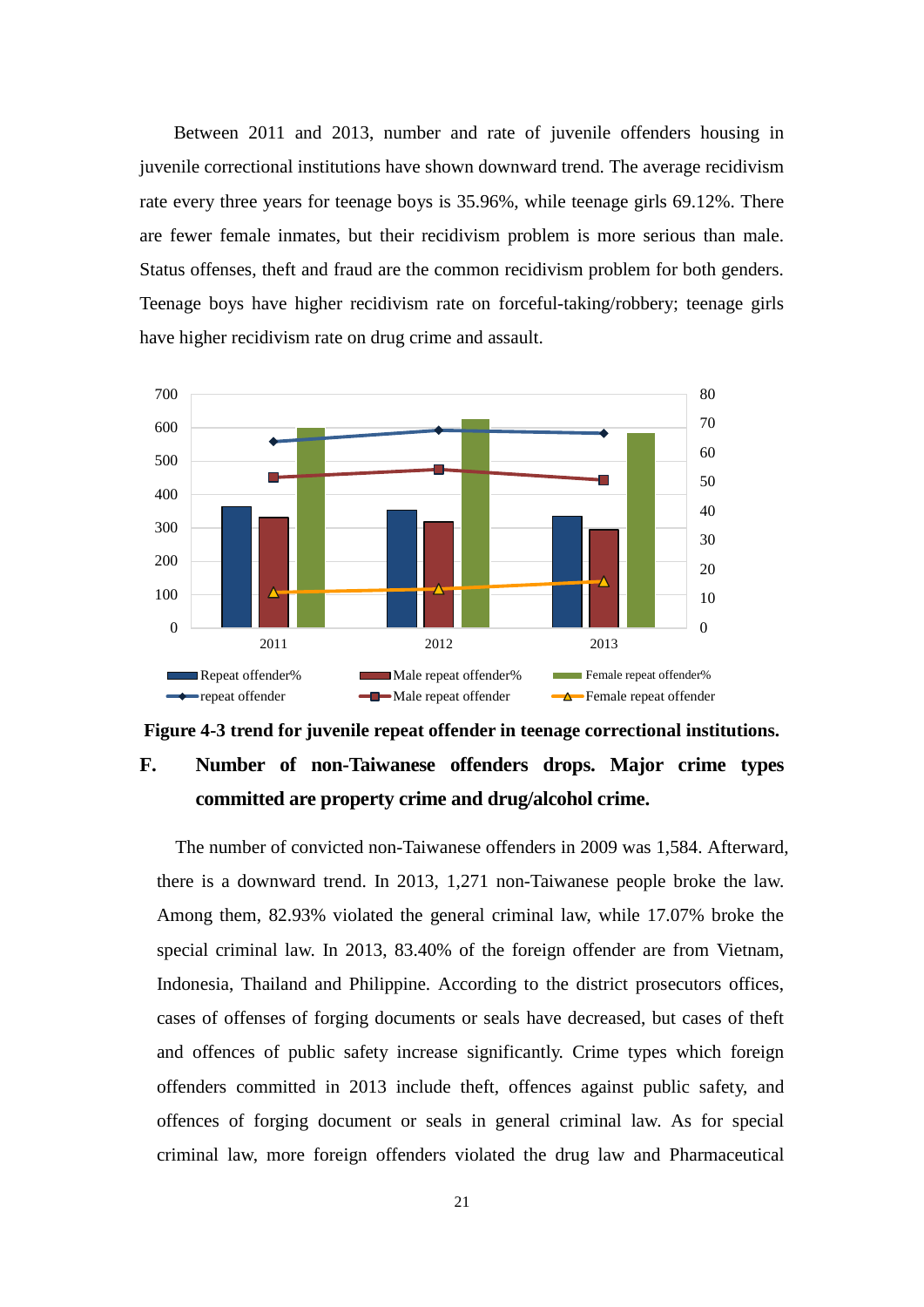Between 2011 and 2013, number and rate of juvenile offenders housing in juvenile correctional institutions have shown downward trend. The average recidivism rate every three years for teenage boys is 35.96%, while teenage girls 69.12%. There are fewer female inmates, but their recidivism problem is more serious than male. Status offenses, theft and fraud are the common recidivism problem for both genders. Teenage boys have higher recidivism rate on forceful-taking/robbery; teenage girls have higher recidivism rate on drug crime and assault.

**Figure 4-3 trend for juvenile repeat offender in teenage correctional institutions.**

## F. Number of non-Taiwanese offenders drops. Major crime types committed are property crime and drug/alcohol crime.

The number of convicted non-Taiwanese offenders in 2009 was 1,584. Afterward, there is a downward trend. In 2013, 1,271 non-Taiwanese people broke the law. Among them, 82.93% violated the general criminal law, while 17.07% broke the special criminal law. In 2013, 83.40% of the foreign offender are from Vietnam, Indonesia, Thailand and Philippine. According to the district prosecutors offices, cases of offenses of forging documents or seals have decreased, but cases of theft and offences of public safety increase significantly. Crime types which foreign offenders committed in 2013 include theft, offences against public safety, and offences of forging document or seals in general criminal law. As for special criminal law, more foreign offenders violated the drug law and Pharmaceutical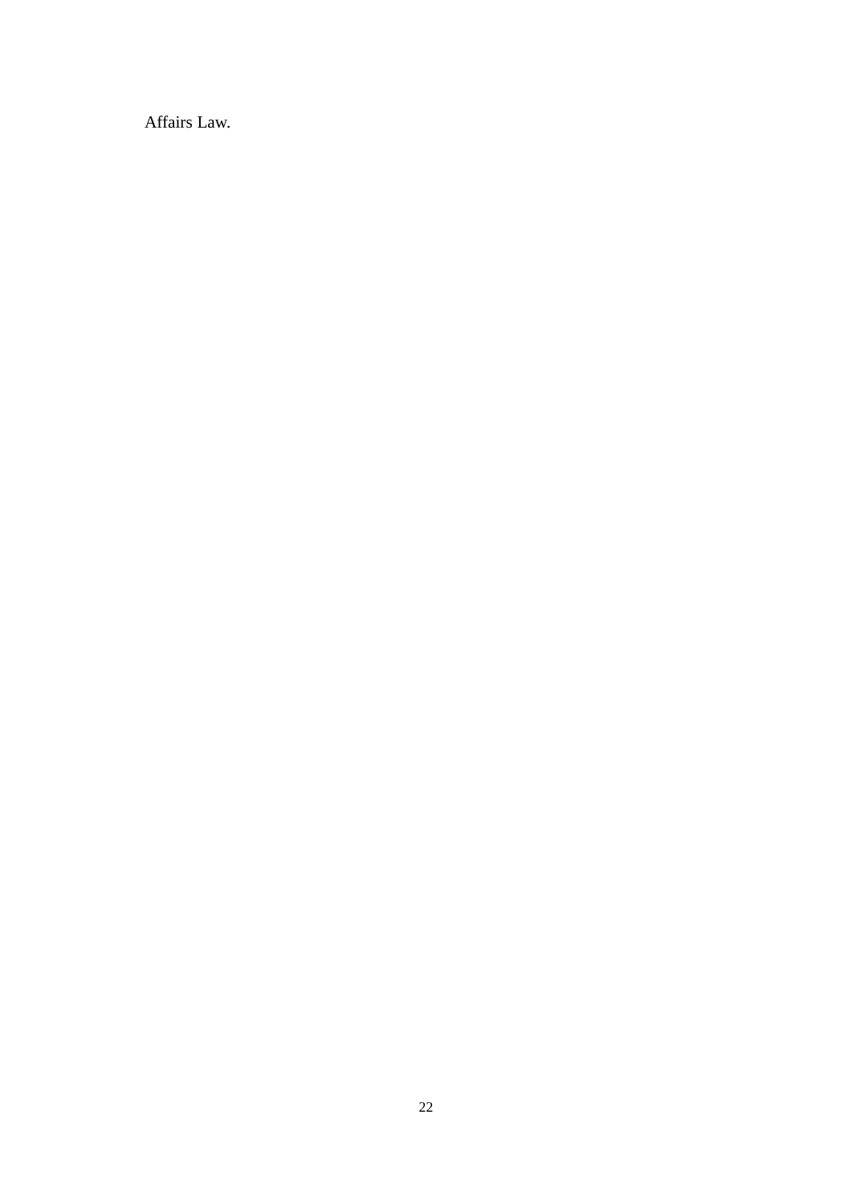Affairs Law.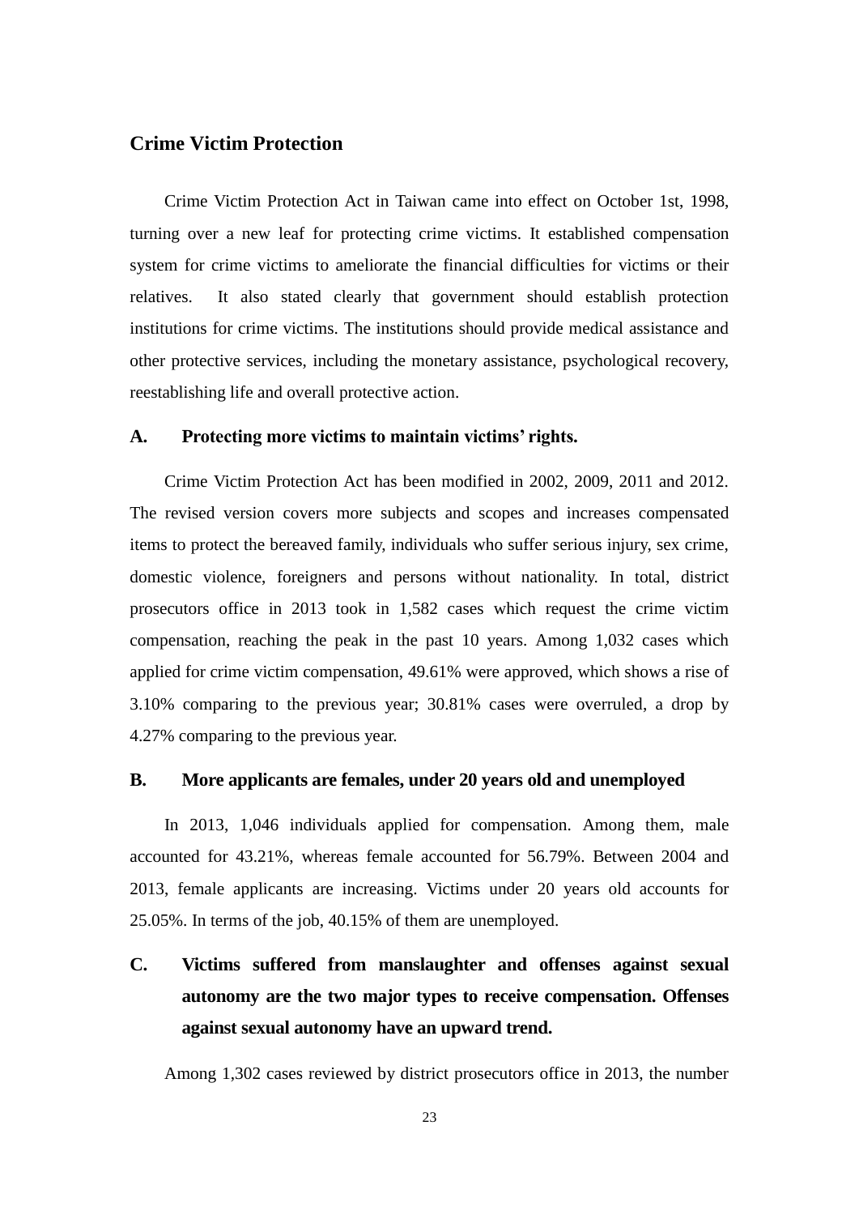## Crime Victim Protection

Crime Victim Protection Act in Taiwan came into effect on October 1st, 1998, turning over a new leaf for protecting crime victims. It established compensation system for crime victims to ameliorate the financial difficulties for victims or their relatives. It also stated clearly that government should establish protection institutions for crime victims. The institutions should provide medical assistance and other protective services, including the monetary assistance, psychological recovery, reestablishing life and overall protective action.

### A. Protecting more victims to maintain victims' rights.

Crime Victim Protection Act has been modified in 2002, 2009, 2011 and 2012. The revised version covers more subjects and scopes and increases compensated items to protect the bereaved family, individuals who suffer serious injury, sex crime, domestic violence, foreigners and persons without nationality. In total, district prosecutors office in 2013 took in 1,582 cases which request the crime victim compensation, reaching the peak in the past 10 years. Among 1,032 cases which applied for crime victim compensation, 49.61% were approved, which shows a rise of 3.10% comparing to the previous year; 30.81% cases were overruled, a drop by 4.27% comparing to the previous year.

### B. More applicants are females, under 20 years old and unemployed

In 2013, 1,046 individuals applied for compensation. Among them, male accounted for 43.21%, whereas female accounted for 56.79%. Between 2004 and 2013, female applicants are increasing. Victims under 20 years old accounts for 25.05%. In terms of the job, 40.15% of them are unemployed.

### C. Victims suffered from manslaughter and offenses against sexual autonomy are the two major types to receive compensation. Offenses against sexual autonomy have an upward trend.

Among 1,302 cases reviewed by district prosecutors office in 2013, the number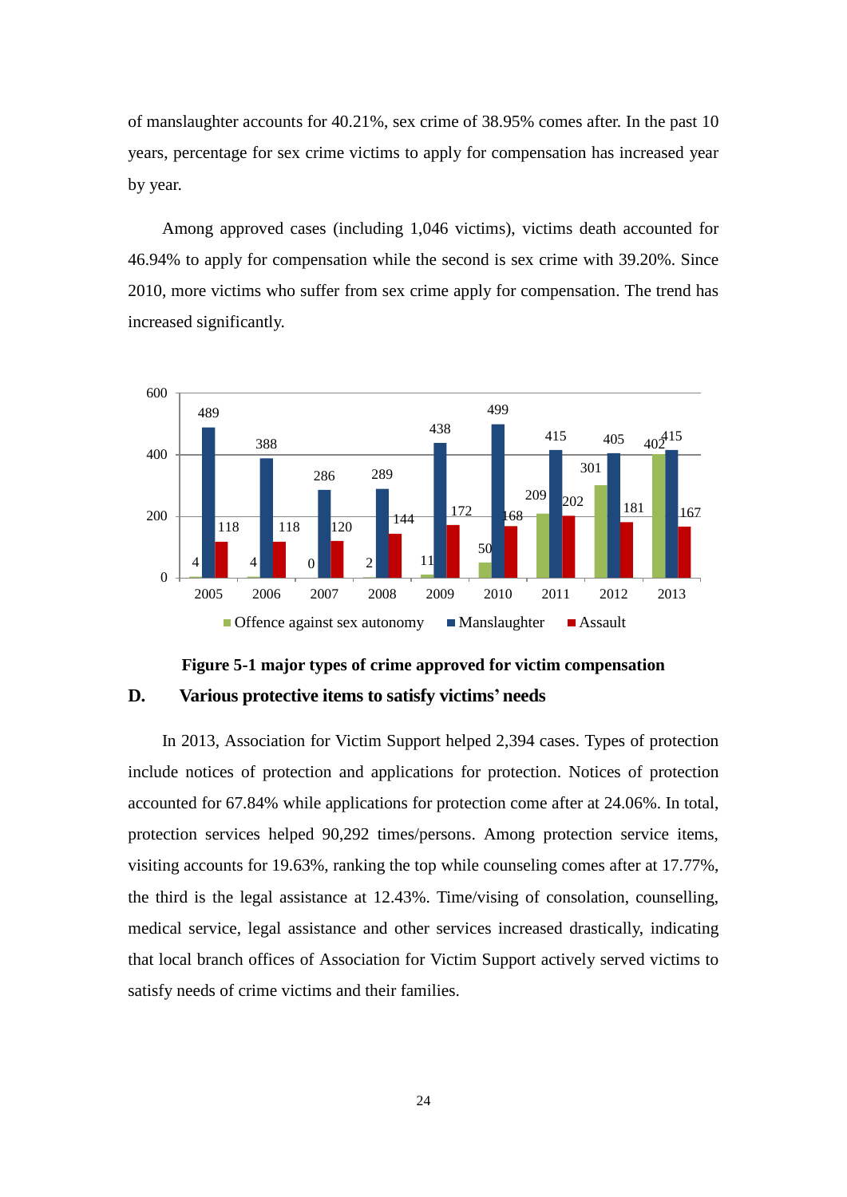of manslaughter accounts for 40.21%, sex crime of 38.95% comes after. In the past 10 years, percentage for sex crime victims to apply for compensation has increased year by year.

Among approved cases (including 1,046 victims), victims death accounted for 46.94% to apply for compensation while the second is sex crime with 39.20%. Since 2010, more victims who suffer from sex crime apply for compensation. The trend has increased significantly.

| Year | Offence against sex autonomy | Manslaughter | Assault |
|---|---|---|---|
| 2005 | 4 | 489 | 118 |
| 2006 | 4 | 388 | 118 |
| 2007 | 0 | 286 | 120 |
| 2008 | 2 | 289 | 144 |
| 2009 | 11 | 438 | 172 |
| 2010 | 50 | 499 | 168 |
| 2011 | 209 | 415 | 202 |
| 2012 | 301 | 405 | 181 |
| 2013 | 402 | 415 | 167 |

**Figure 5-1 major types of crime approved for victim compensation**

## D. Various protective items to satisfy victims' needs

In 2013, Association for Victim Support helped 2,394 cases. Types of protection include notices of protection and applications for protection. Notices of protection accounted for 67.84% while applications for protection come after at 24.06%. In total, protection services helped 90,292 times/persons. Among protection service items, visiting accounts for 19.63%, ranking the top while counseling comes after at 17.77%, the third is the legal assistance at 12.43%. Time/vising of consolation, counselling, medical service, legal assistance and other services increased drastically, indicating that local branch offices of Association for Victim Support actively served victims to satisfy needs of crime victims and their families.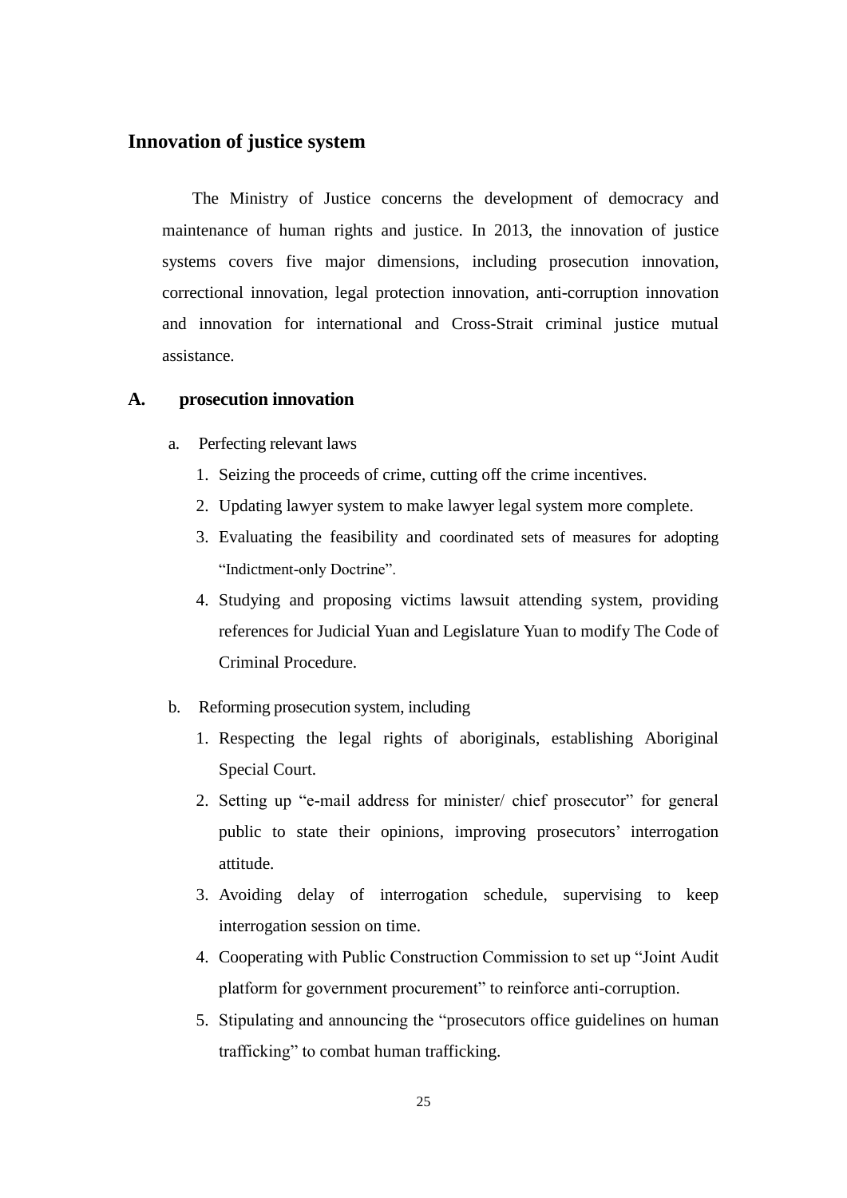## Innovation of justice system

The Ministry of Justice concerns the development of democracy and maintenance of human rights and justice. In 2013, the innovation of justice systems covers five major dimensions, including prosecution innovation, correctional innovation, legal protection innovation, anti-corruption innovation and innovation for international and Cross-Strait criminal justice mutual assistance.

### A. prosecution innovation

a. Perfecting relevant laws

1. Seizing the proceeds of crime, cutting off the crime incentives.
2. Updating lawyer system to make lawyer legal system more complete.
3. Evaluating the feasibility and coordinated sets of measures for adopting "Indictment-only Doctrine".
4. Studying and proposing victims lawsuit attending system, providing references for Judicial Yuan and Legislature Yuan to modify The Code of Criminal Procedure.

b. Reforming prosecution system, including

1. Respecting the legal rights of aboriginals, establishing Aboriginal Special Court.
2. Setting up "e-mail address for minister/ chief prosecutor" for general public to state their opinions, improving prosecutors' interrogation attitude.
3. Avoiding delay of interrogation schedule, supervising to keep interrogation session on time.
4. Cooperating with Public Construction Commission to set up "Joint Audit platform for government procurement" to reinforce anti-corruption.
5. Stipulating and announcing the "prosecutors office guidelines on human trafficking" to combat human trafficking.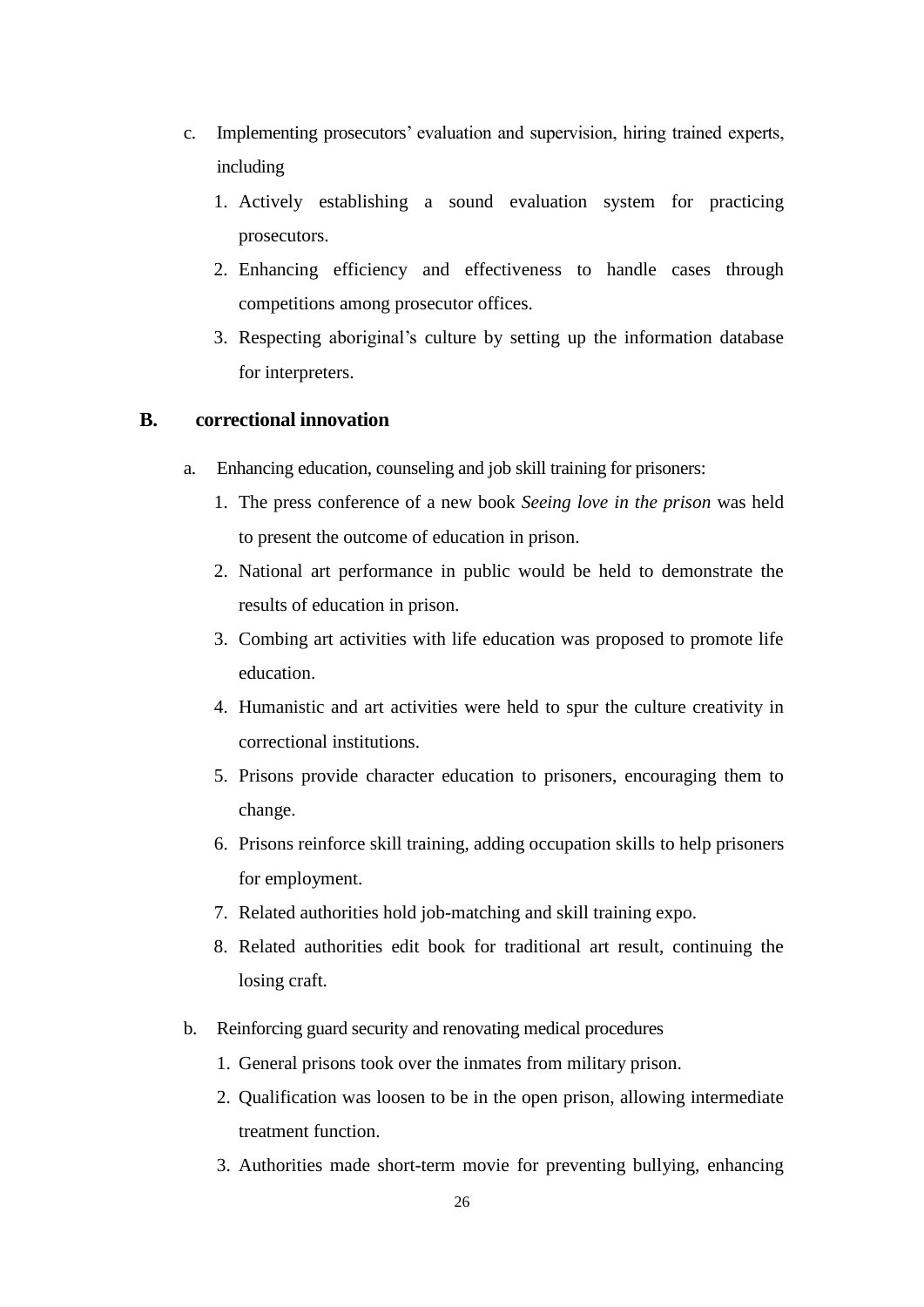c. Implementing prosecutors' evaluation and supervision, hiring trained experts, including

1. Actively establishing a sound evaluation system for practicing prosecutors.
2. Enhancing efficiency and effectiveness to handle cases through competitions among prosecutor offices.
3. Respecting aboriginal's culture by setting up the information database for interpreters.

## B. correctional innovation

a. Enhancing education, counseling and job skill training for prisoners:

1. The press conference of a new book *Seeing love in the prison* was held to present the outcome of education in prison.
2. National art performance in public would be held to demonstrate the results of education in prison.
3. Combing art activities with life education was proposed to promote life education.
4. Humanistic and art activities were held to spur the culture creativity in correctional institutions.
5. Prisons provide character education to prisoners, encouraging them to change.
6. Prisons reinforce skill training, adding occupation skills to help prisoners for employment.
7. Related authorities hold job-matching and skill training expo.
8. Related authorities edit book for traditional art result, continuing the losing craft.

b. Reinforcing guard security and renovating medical procedures

1. General prisons took over the inmates from military prison.
2. Qualification was loosen to be in the open prison, allowing intermediate treatment function.
3. Authorities made short-term movie for preventing bullying, enhancing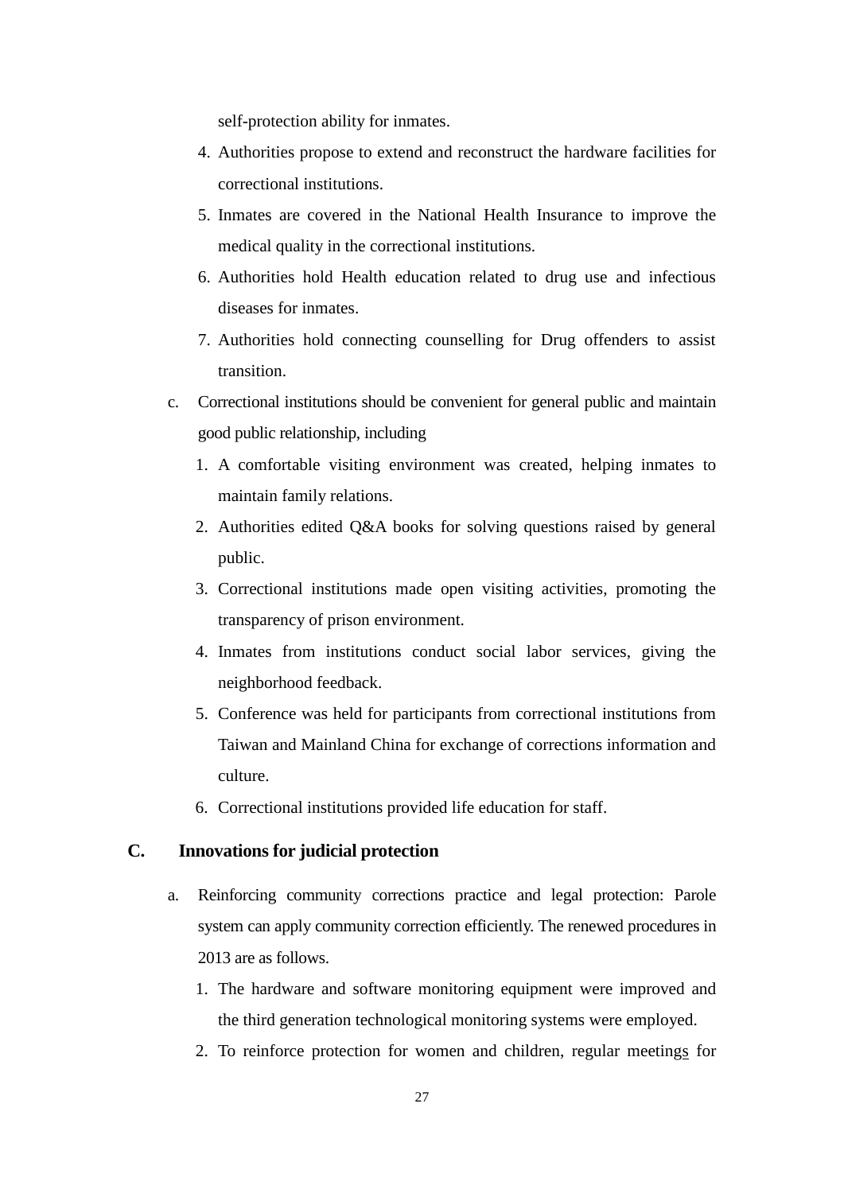self-protection ability for inmates.

4. Authorities propose to extend and reconstruct the hardware facilities for correctional institutions.
5. Inmates are covered in the National Health Insurance to improve the medical quality in the correctional institutions.
6. Authorities hold Health education related to drug use and infectious diseases for inmates.
7. Authorities hold connecting counselling for Drug offenders to assist transition.

c. Correctional institutions should be convenient for general public and maintain good public relationship, including

1. A comfortable visiting environment was created, helping inmates to maintain family relations.
2. Authorities edited Q&A books for solving questions raised by general public.
3. Correctional institutions made open visiting activities, promoting the transparency of prison environment.
4. Inmates from institutions conduct social labor services, giving the neighborhood feedback.
5. Conference was held for participants from correctional institutions from Taiwan and Mainland China for exchange of corrections information and culture.
6. Correctional institutions provided life education for staff.

## C. Innovations for judicial protection

a. Reinforcing community corrections practice and legal protection: Parole system can apply community correction efficiently. The renewed procedures in 2013 are as follows.

1. The hardware and software monitoring equipment were improved and the third generation technological monitoring systems were employed.
2. To reinforce protection for women and children, regular meetings for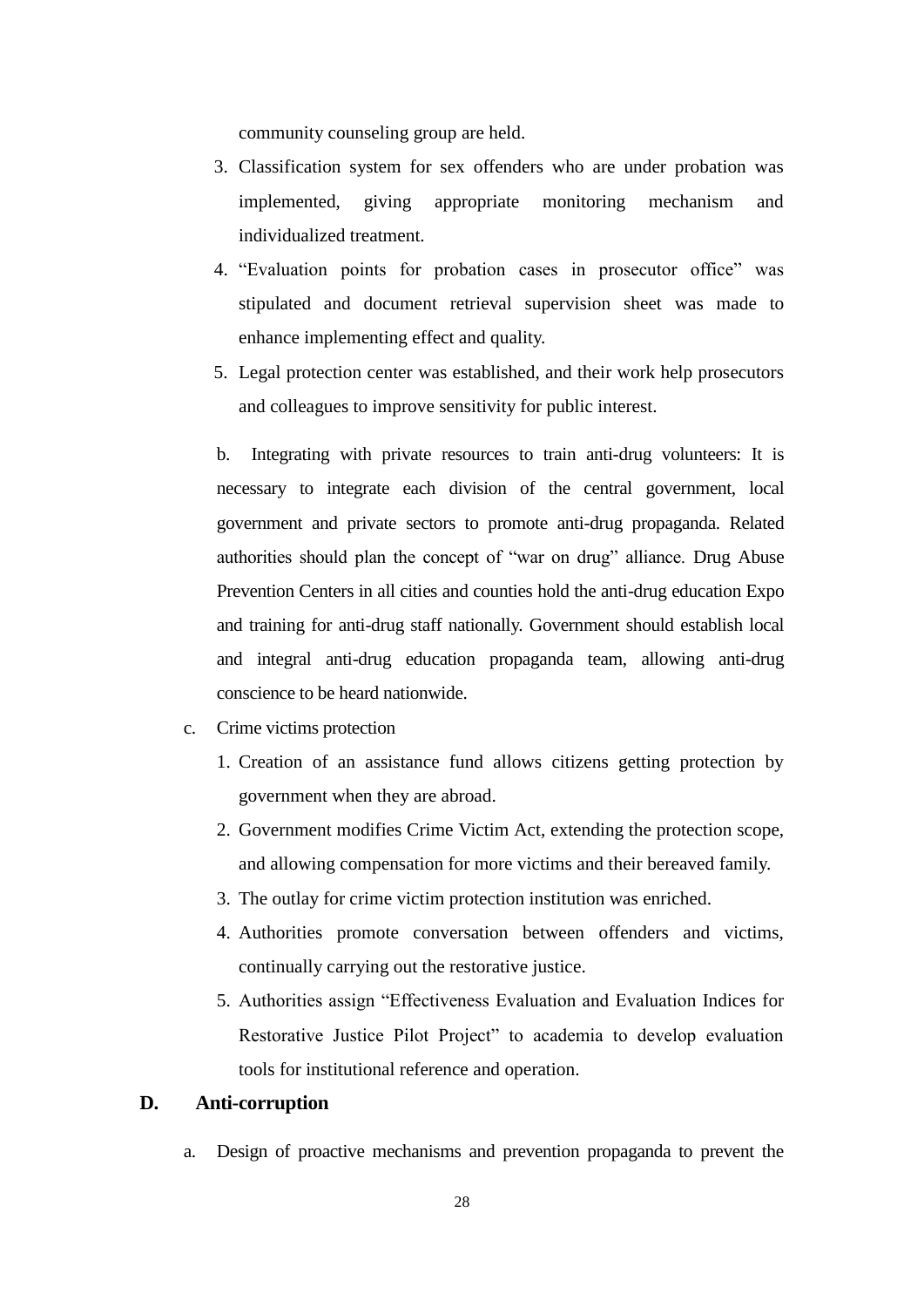community counseling group are held.

3. Classification system for sex offenders who are under probation was implemented, giving appropriate monitoring mechanism and individualized treatment.
4. “Evaluation points for probation cases in prosecutor office” was stipulated and document retrieval supervision sheet was made to enhance implementing effect and quality.
5. Legal protection center was established, and their work help prosecutors and colleagues to improve sensitivity for public interest.

b. Integrating with private resources to train anti-drug volunteers: It is necessary to integrate each division of the central government, local government and private sectors to promote anti-drug propaganda. Related authorities should plan the concept of “war on drug” alliance. Drug Abuse Prevention Centers in all cities and counties hold the anti-drug education Expo and training for anti-drug staff nationally. Government should establish local and integral anti-drug education propaganda team, allowing anti-drug conscience to be heard nationwide.

c. Crime victims protection

1. Creation of an assistance fund allows citizens getting protection by government when they are abroad.
2. Government modifies Crime Victim Act, extending the protection scope, and allowing compensation for more victims and their bereaved family.
3. The outlay for crime victim protection institution was enriched.
4. Authorities promote conversation between offenders and victims, continually carrying out the restorative justice.
5. Authorities assign “Effectiveness Evaluation and Evaluation Indices for Restorative Justice Pilot Project” to academia to develop evaluation tools for institutional reference and operation.

## D. Anti-corruption

a. Design of proactive mechanisms and prevention propaganda to prevent the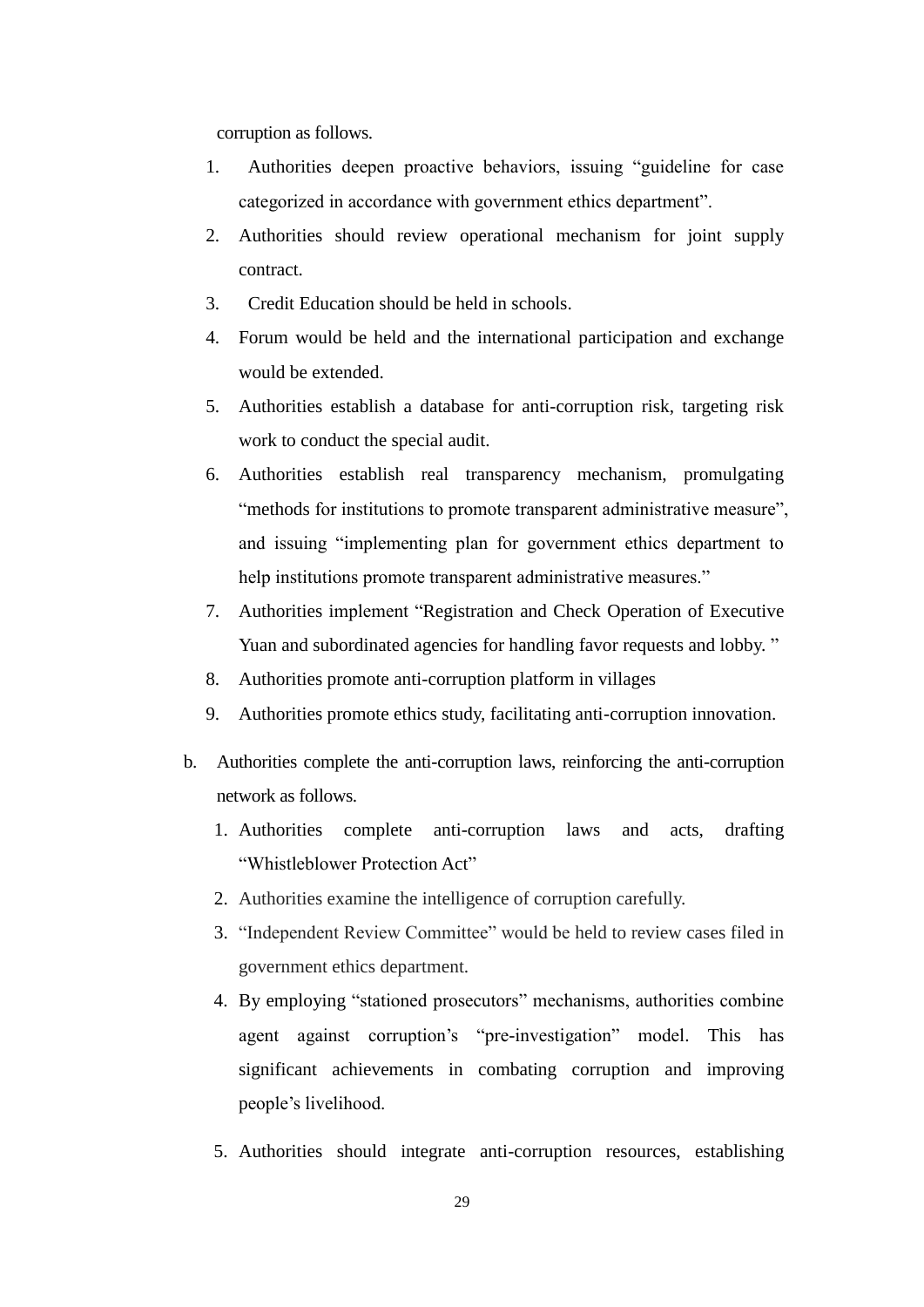corruption as follows.

1. Authorities deepen proactive behaviors, issuing “guideline for case categorized in accordance with government ethics department”.
2. Authorities should review operational mechanism for joint supply contract.
3. Credit Education should be held in schools.
4. Forum would be held and the international participation and exchange would be extended.
5. Authorities establish a database for anti-corruption risk, targeting risk work to conduct the special audit.
6. Authorities establish real transparency mechanism, promulgating “methods for institutions to promote transparent administrative measure”, and issuing “implementing plan for government ethics department to help institutions promote transparent administrative measures.”
7. Authorities implement “Registration and Check Operation of Executive Yuan and subordinated agencies for handling favor requests and lobby. ”
8. Authorities promote anti-corruption platform in villages
9. Authorities promote ethics study, facilitating anti-corruption innovation.

b. Authorities complete the anti-corruption laws, reinforcing the anti-corruption network as follows.

1. Authorities complete anti-corruption laws and acts, drafting “Whistleblower Protection Act”
2. Authorities examine the intelligence of corruption carefully.
3. “Independent Review Committee” would be held to review cases filed in government ethics department.
4. By employing “stationed prosecutors” mechanisms, authorities combine agent against corruption’s “pre-investigation” model. This has significant achievements in combating corruption and improving people’s livelihood.
5. Authorities should integrate anti-corruption resources, establishing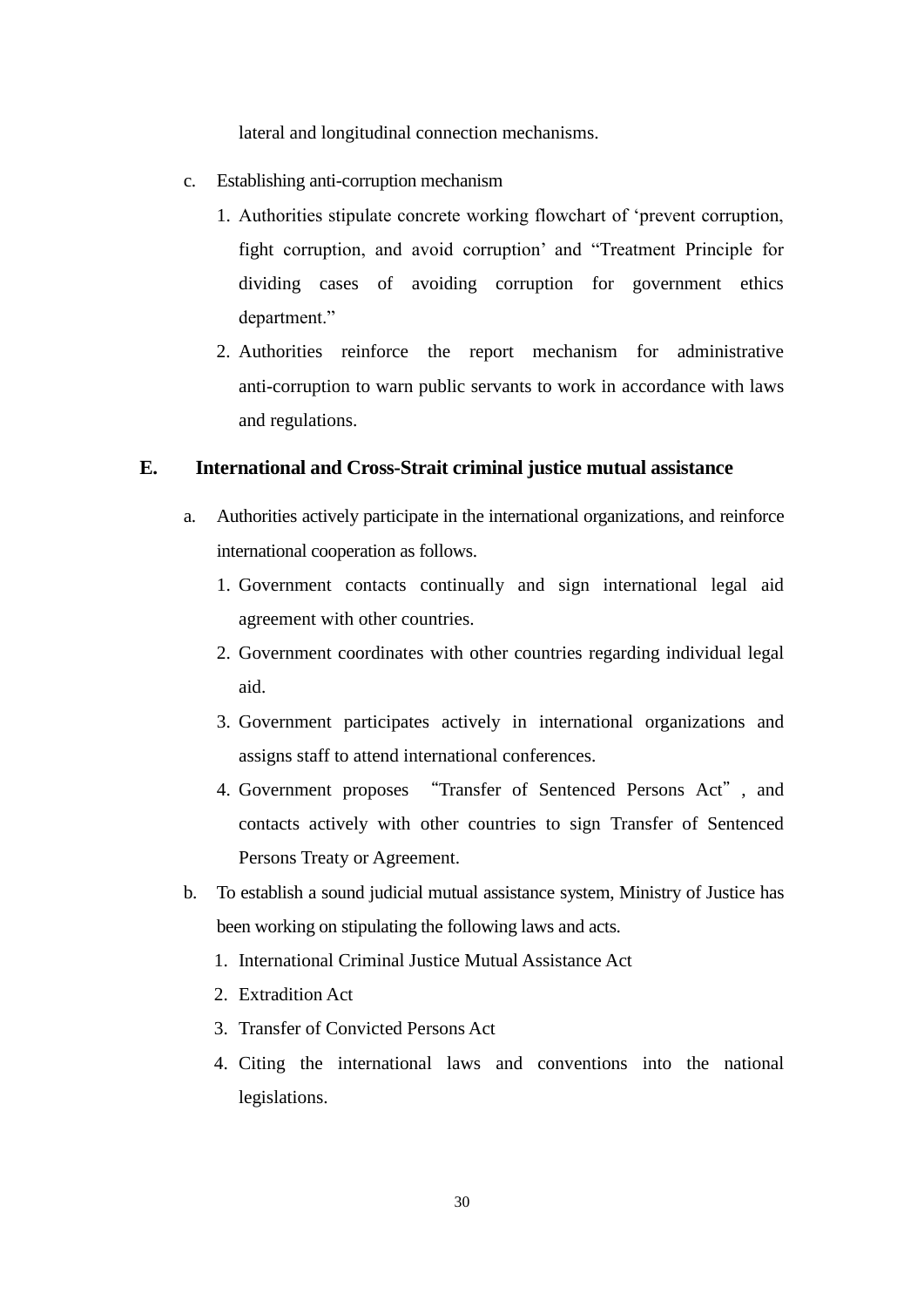lateral and longitudinal connection mechanisms.

c. Establishing anti-corruption mechanism

1. Authorities stipulate concrete working flowchart of 'prevent corruption, fight corruption, and avoid corruption' and "Treatment Principle for dividing cases of avoiding corruption for government ethics department."
2. Authorities reinforce the report mechanism for administrative anti-corruption to warn public servants to work in accordance with laws and regulations.

## E. International and Cross-Strait criminal justice mutual assistance

a. Authorities actively participate in the international organizations, and reinforce international cooperation as follows.

1. Government contacts continually and sign international legal aid agreement with other countries.
2. Government coordinates with other countries regarding individual legal aid.
3. Government participates actively in international organizations and assigns staff to attend international conferences.
4. Government proposes "Transfer of Sentenced Persons Act", and contacts actively with other countries to sign Transfer of Sentenced Persons Treaty or Agreement.

b. To establish a sound judicial mutual assistance system, Ministry of Justice has been working on stipulating the following laws and acts.

1. International Criminal Justice Mutual Assistance Act
2. Extradition Act
3. Transfer of Convicted Persons Act
4. Citing the international laws and conventions into the national legislations.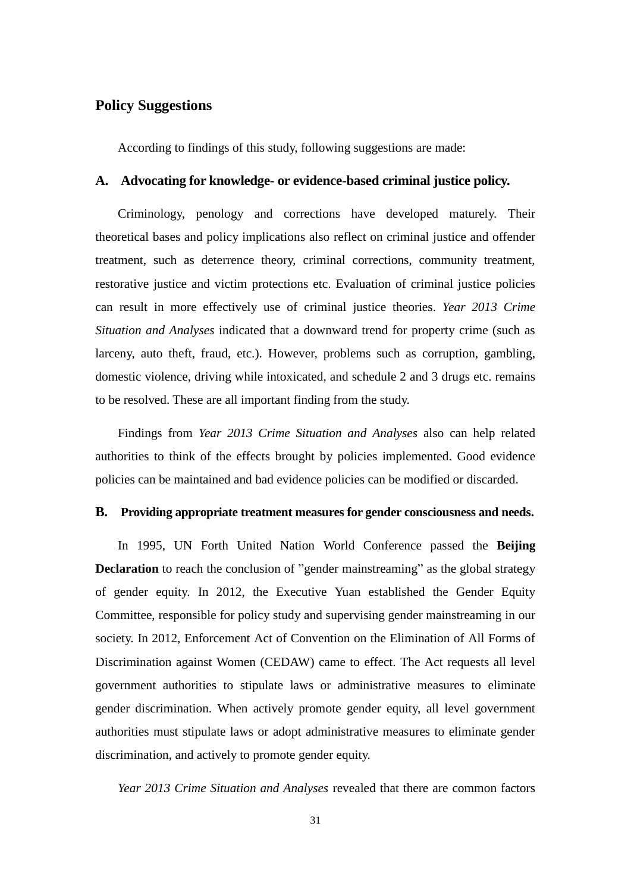## Policy Suggestions

According to findings of this study, following suggestions are made:

### A. Advocating for knowledge- or evidence-based criminal justice policy.

Criminology, penology and corrections have developed maturely. Their theoretical bases and policy implications also reflect on criminal justice and offender treatment, such as deterrence theory, criminal corrections, community treatment, restorative justice and victim protections etc. Evaluation of criminal justice policies can result in more effectively use of criminal justice theories. *Year 2013 Crime Situation and Analyses* indicated that a downward trend for property crime (such as larceny, auto theft, fraud, etc.). However, problems such as corruption, gambling, domestic violence, driving while intoxicated, and schedule 2 and 3 drugs etc. remains to be resolved. These are all important finding from the study.

Findings from *Year 2013 Crime Situation and Analyses* also can help related authorities to think of the effects brought by policies implemented. Good evidence policies can be maintained and bad evidence policies can be modified or discarded.

### B. Providing appropriate treatment measures for gender consciousness and needs.

In 1995, UN Forth United Nation World Conference passed the **Beijing Declaration** to reach the conclusion of ”gender mainstreaming” as the global strategy of gender equity. In 2012, the Executive Yuan established the Gender Equity Committee, responsible for policy study and supervising gender mainstreaming in our society. In 2012, Enforcement Act of Convention on the Elimination of All Forms of Discrimination against Women (CEDAW) came to effect. The Act requests all level government authorities to stipulate laws or administrative measures to eliminate gender discrimination. When actively promote gender equity, all level government authorities must stipulate laws or adopt administrative measures to eliminate gender discrimination, and actively to promote gender equity.

*Year 2013 Crime Situation and Analyses* revealed that there are common factors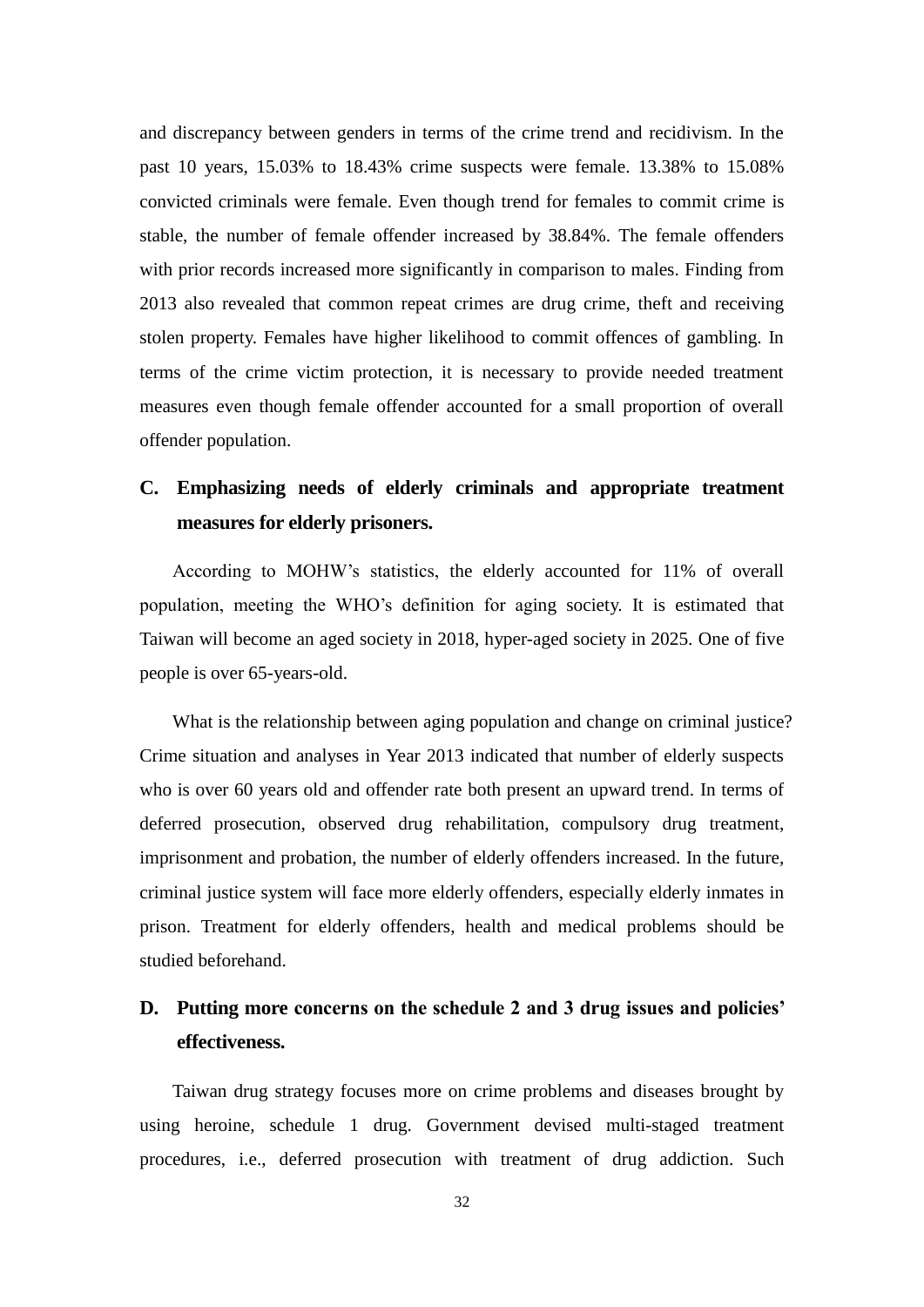and discrepancy between genders in terms of the crime trend and recidivism. In the past 10 years, 15.03% to 18.43% crime suspects were female. 13.38% to 15.08% convicted criminals were female. Even though trend for females to commit crime is stable, the number of female offender increased by 38.84%. The female offenders with prior records increased more significantly in comparison to males. Finding from 2013 also revealed that common repeat crimes are drug crime, theft and receiving stolen property. Females have higher likelihood to commit offences of gambling. In terms of the crime victim protection, it is necessary to provide needed treatment measures even though female offender accounted for a small proportion of overall offender population.

### C. Emphasizing needs of elderly criminals and appropriate treatment measures for elderly prisoners.

According to MOHW's statistics, the elderly accounted for 11% of overall population, meeting the WHO's definition for aging society. It is estimated that Taiwan will become an aged society in 2018, hyper-aged society in 2025. One of five people is over 65-years-old.

What is the relationship between aging population and change on criminal justice? Crime situation and analyses in Year 2013 indicated that number of elderly suspects who is over 60 years old and offender rate both present an upward trend. In terms of deferred prosecution, observed drug rehabilitation, compulsory drug treatment, imprisonment and probation, the number of elderly offenders increased. In the future, criminal justice system will face more elderly offenders, especially elderly inmates in prison. Treatment for elderly offenders, health and medical problems should be studied beforehand.

### D. Putting more concerns on the schedule 2 and 3 drug issues and policies' effectiveness.

Taiwan drug strategy focuses more on crime problems and diseases brought by using heroine, schedule 1 drug. Government devised multi-staged treatment procedures, i.e., deferred prosecution with treatment of drug addiction. Such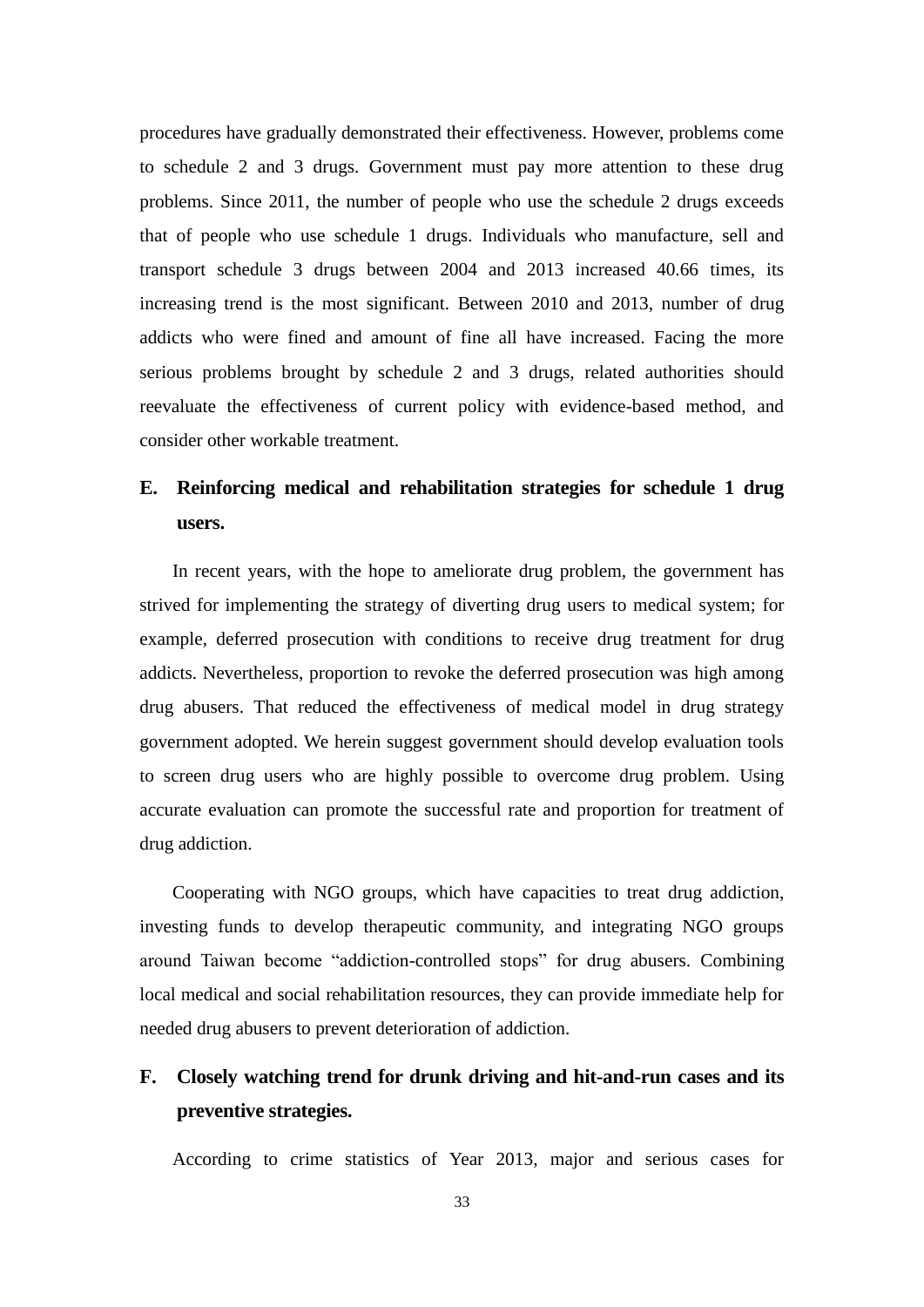procedures have gradually demonstrated their effectiveness. However, problems come to schedule 2 and 3 drugs. Government must pay more attention to these drug problems. Since 2011, the number of people who use the schedule 2 drugs exceeds that of people who use schedule 1 drugs. Individuals who manufacture, sell and transport schedule 3 drugs between 2004 and 2013 increased 40.66 times, its increasing trend is the most significant. Between 2010 and 2013, number of drug addicts who were fined and amount of fine all have increased. Facing the more serious problems brought by schedule 2 and 3 drugs, related authorities should reevaluate the effectiveness of current policy with evidence-based method, and consider other workable treatment.

## E. Reinforcing medical and rehabilitation strategies for schedule 1 drug users.

In recent years, with the hope to ameliorate drug problem, the government has strived for implementing the strategy of diverting drug users to medical system; for example, deferred prosecution with conditions to receive drug treatment for drug addicts. Nevertheless, proportion to revoke the deferred prosecution was high among drug abusers. That reduced the effectiveness of medical model in drug strategy government adopted. We herein suggest government should develop evaluation tools to screen drug users who are highly possible to overcome drug problem. Using accurate evaluation can promote the successful rate and proportion for treatment of drug addiction.

Cooperating with NGO groups, which have capacities to treat drug addiction, investing funds to develop therapeutic community, and integrating NGO groups around Taiwan become “addiction-controlled stops” for drug abusers. Combining local medical and social rehabilitation resources, they can provide immediate help for needed drug abusers to prevent deterioration of addiction.

## F. Closely watching trend for drunk driving and hit-and-run cases and its preventive strategies.

According to crime statistics of Year 2013, major and serious cases for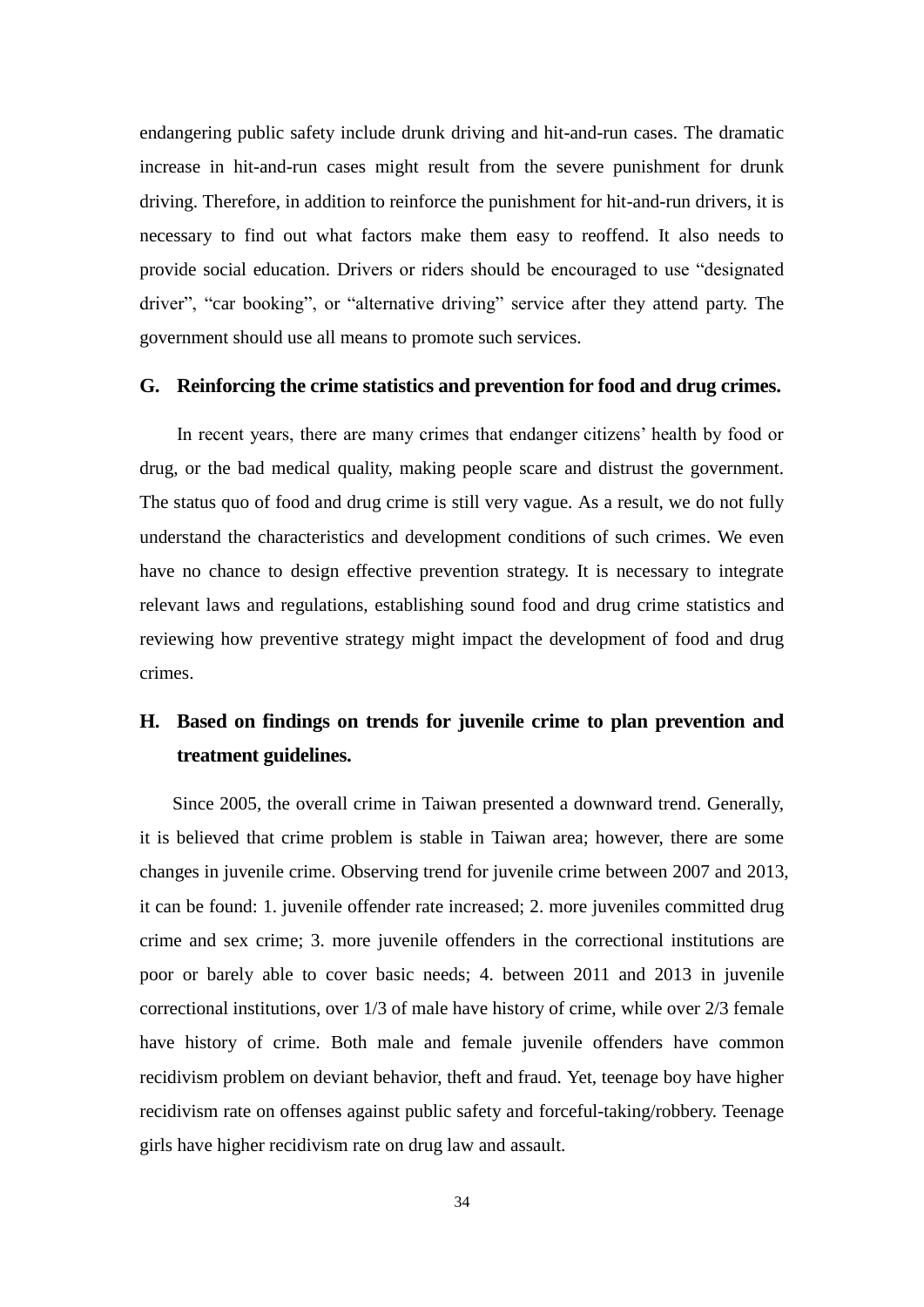endangering public safety include drunk driving and hit-and-run cases. The dramatic increase in hit-and-run cases might result from the severe punishment for drunk driving. Therefore, in addition to reinforce the punishment for hit-and-run drivers, it is necessary to find out what factors make them easy to reoffend. It also needs to provide social education. Drivers or riders should be encouraged to use "designated driver", "car booking", or "alternative driving" service after they attend party. The government should use all means to promote such services.

### G. Reinforcing the crime statistics and prevention for food and drug crimes.

In recent years, there are many crimes that endanger citizens' health by food or drug, or the bad medical quality, making people scare and distrust the government. The status quo of food and drug crime is still very vague. As a result, we do not fully understand the characteristics and development conditions of such crimes. We even have no chance to design effective prevention strategy. It is necessary to integrate relevant laws and regulations, establishing sound food and drug crime statistics and reviewing how preventive strategy might impact the development of food and drug crimes.

### H. Based on findings on trends for juvenile crime to plan prevention and treatment guidelines.

Since 2005, the overall crime in Taiwan presented a downward trend. Generally, it is believed that crime problem is stable in Taiwan area; however, there are some changes in juvenile crime. Observing trend for juvenile crime between 2007 and 2013, it can be found: 1. juvenile offender rate increased; 2. more juveniles committed drug crime and sex crime; 3. more juvenile offenders in the correctional institutions are poor or barely able to cover basic needs; 4. between 2011 and 2013 in juvenile correctional institutions, over 1/3 of male have history of crime, while over 2/3 female have history of crime. Both male and female juvenile offenders have common recidivism problem on deviant behavior, theft and fraud. Yet, teenage boy have higher recidivism rate on offenses against public safety and forceful-taking/robbery. Teenage girls have higher recidivism rate on drug law and assault.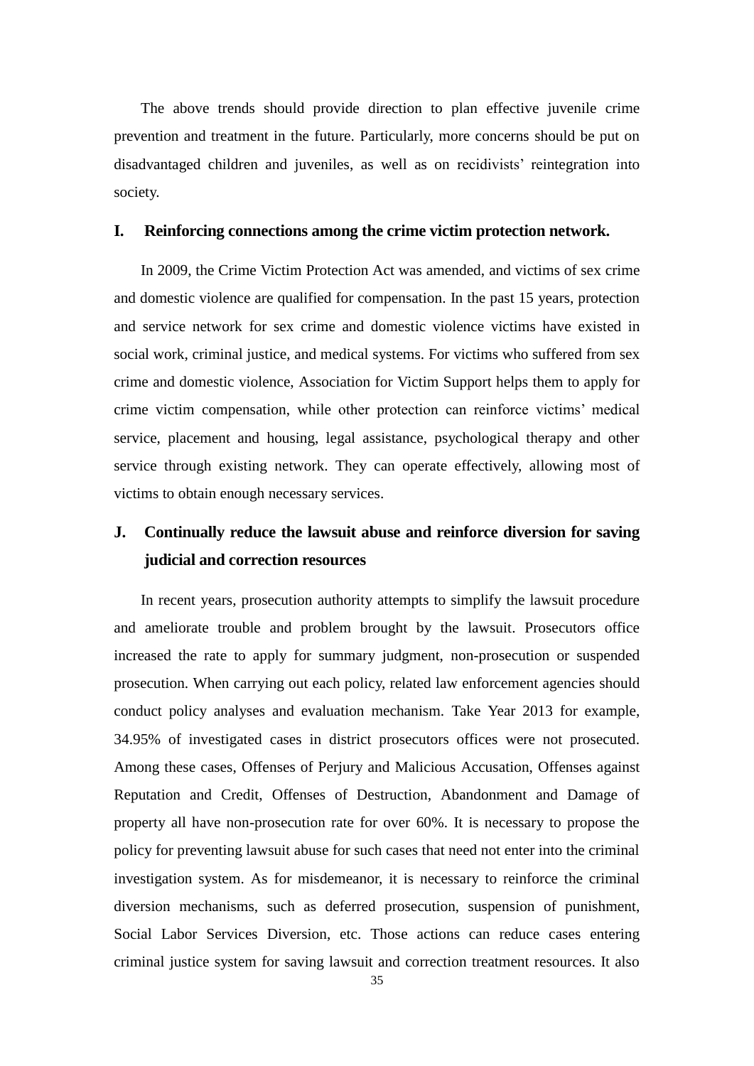The above trends should provide direction to plan effective juvenile crime prevention and treatment in the future. Particularly, more concerns should be put on disadvantaged children and juveniles, as well as on recidivists' reintegration into society.

## I. Reinforcing connections among the crime victim protection network.

In 2009, the Crime Victim Protection Act was amended, and victims of sex crime and domestic violence are qualified for compensation. In the past 15 years, protection and service network for sex crime and domestic violence victims have existed in social work, criminal justice, and medical systems. For victims who suffered from sex crime and domestic violence, Association for Victim Support helps them to apply for crime victim compensation, while other protection can reinforce victims' medical service, placement and housing, legal assistance, psychological therapy and other service through existing network. They can operate effectively, allowing most of victims to obtain enough necessary services.

## J. Continually reduce the lawsuit abuse and reinforce diversion for saving judicial and correction resources

In recent years, prosecution authority attempts to simplify the lawsuit procedure and ameliorate trouble and problem brought by the lawsuit. Prosecutors office increased the rate to apply for summary judgment, non-prosecution or suspended prosecution. When carrying out each policy, related law enforcement agencies should conduct policy analyses and evaluation mechanism. Take Year 2013 for example, 34.95% of investigated cases in district prosecutors offices were not prosecuted. Among these cases, Offenses of Perjury and Malicious Accusation, Offenses against Reputation and Credit, Offenses of Destruction, Abandonment and Damage of property all have non-prosecution rate for over 60%. It is necessary to propose the policy for preventing lawsuit abuse for such cases that need not enter into the criminal investigation system. As for misdemeanor, it is necessary to reinforce the criminal diversion mechanisms, such as deferred prosecution, suspension of punishment, Social Labor Services Diversion, etc. Those actions can reduce cases entering criminal justice system for saving lawsuit and correction treatment resources. It also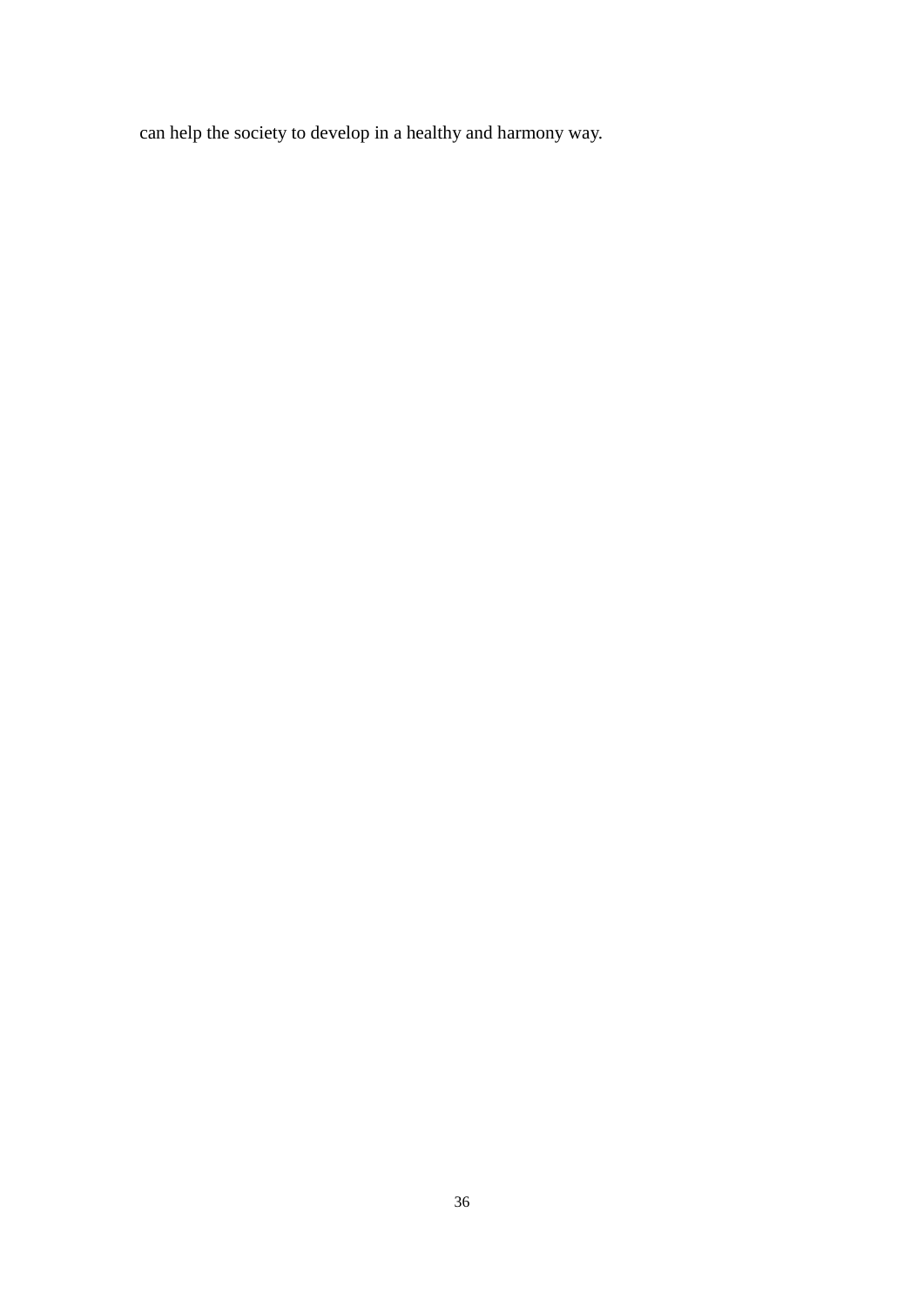can help the society to develop in a healthy and harmony way.